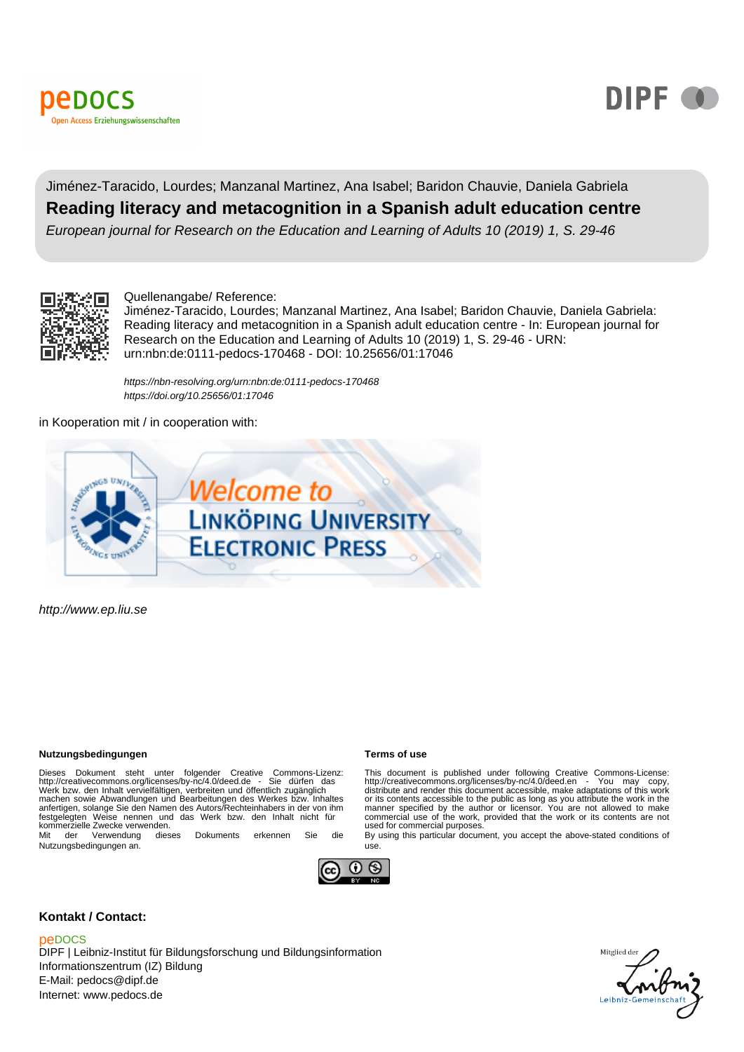Jiménez-Taracido, Lourdes; Manzanal Martinez, Ana Isabel; Baridon Chauvie, Daniela Gabriela

# Reading literacy and metacognition in a Spanish adult education centre

*European journal for Research on the Education and Learning of Adults 10 (2019) 1, S. 29-46*

Quellenangabe/ Reference:
Jiménez-Taracido, Lourdes; Manzanal Martinez, Ana Isabel; Baridon Chauvie, Daniela Gabriela: Reading literacy and metacognition in a Spanish adult education centre - In: European journal for Research on the Education and Learning of Adults 10 (2019) 1, S. 29-46 - URN: urn:nbn:de:0111-pedocs-170468 - DOI: 10.25656/01:17046

*https://nbn-resolving.org/urn:nbn:de:0111-pedocs-170468*
*https://doi.org/10.25656/01:17046*

in Kooperation mit / in cooperation with:

*http://www.ep.liu.se*

**Nutzungsbedingungen**

Dieses Dokument steht unter folgender Creative Commons-Lizenz: http://creativecommons.org/licenses/by-nc/4.0/deed.de - Sie dürfen das Werk bzw. den Inhalt vervielfältigen, verbreiten und öffentlich zugänglich machen sowie Abwandlungen und Bearbeitungen des Werkes bzw. Inhaltes anfertigen, solange Sie den Namen des Autors/Rechteinhabers in der von ihm festgelegten Weise nennen und das Werk bzw. den Inhalt nicht für kommerzielle Zwecke verwenden.
Mit der Verwendung dieses Dokuments erkennen Sie die Nutzungsbedingungen an.

**Terms of use**

This document is published under following Creative Commons-License: http://creativecommons.org/licenses/by-nc/4.0/deed.en - You may copy, distribute and render this document accessible, make adaptations of this work or its contents accessible to the public as long as you attribute the work in the manner specified by the author or licensor. You are not allowed to make commercial use of the work, provided that the work or its contents are not used for commercial purposes.
By using this particular document, you accept the above-stated conditions of use.

**Kontakt / Contact:**

peDOCS
DIPF | Leibniz-Institut für Bildungsforschung und Bildungsinformation
Informationszentrum (IZ) Bildung
E-Mail: pedocs@dipf.de
Internet: www.pedocs.de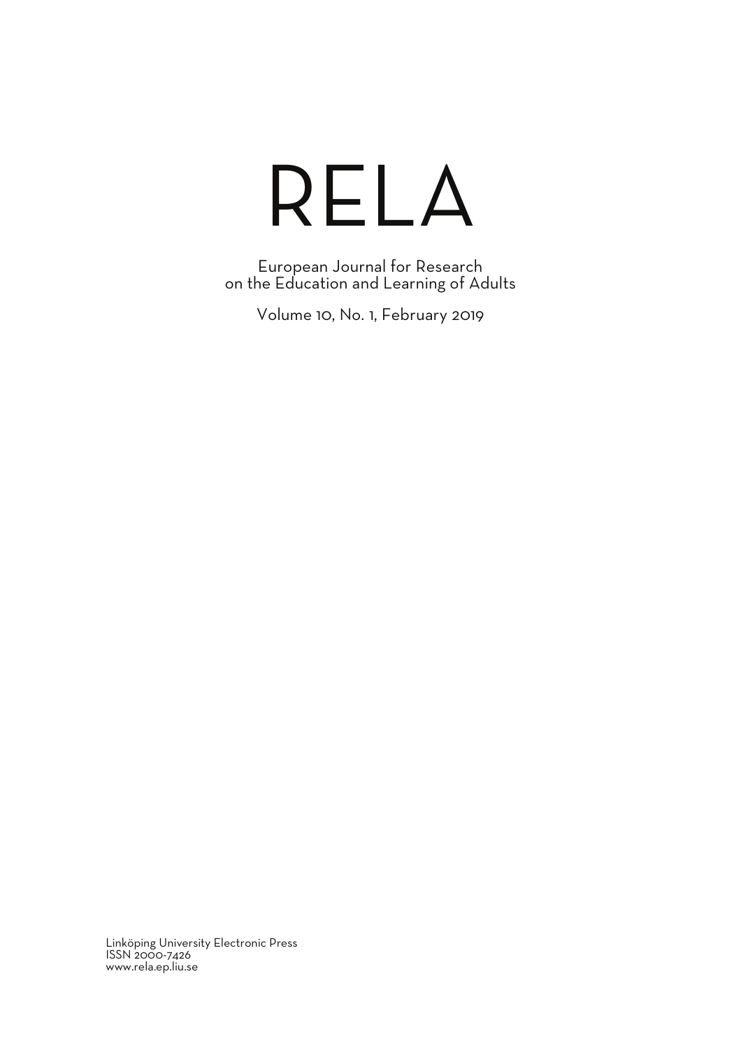# RELA

European Journal for Research on the Education and Learning of Adults

Volume 10, No. 1, February 2019

Linköping University Electronic Press
ISSN 2000-7426
www.rela.ep.liu.se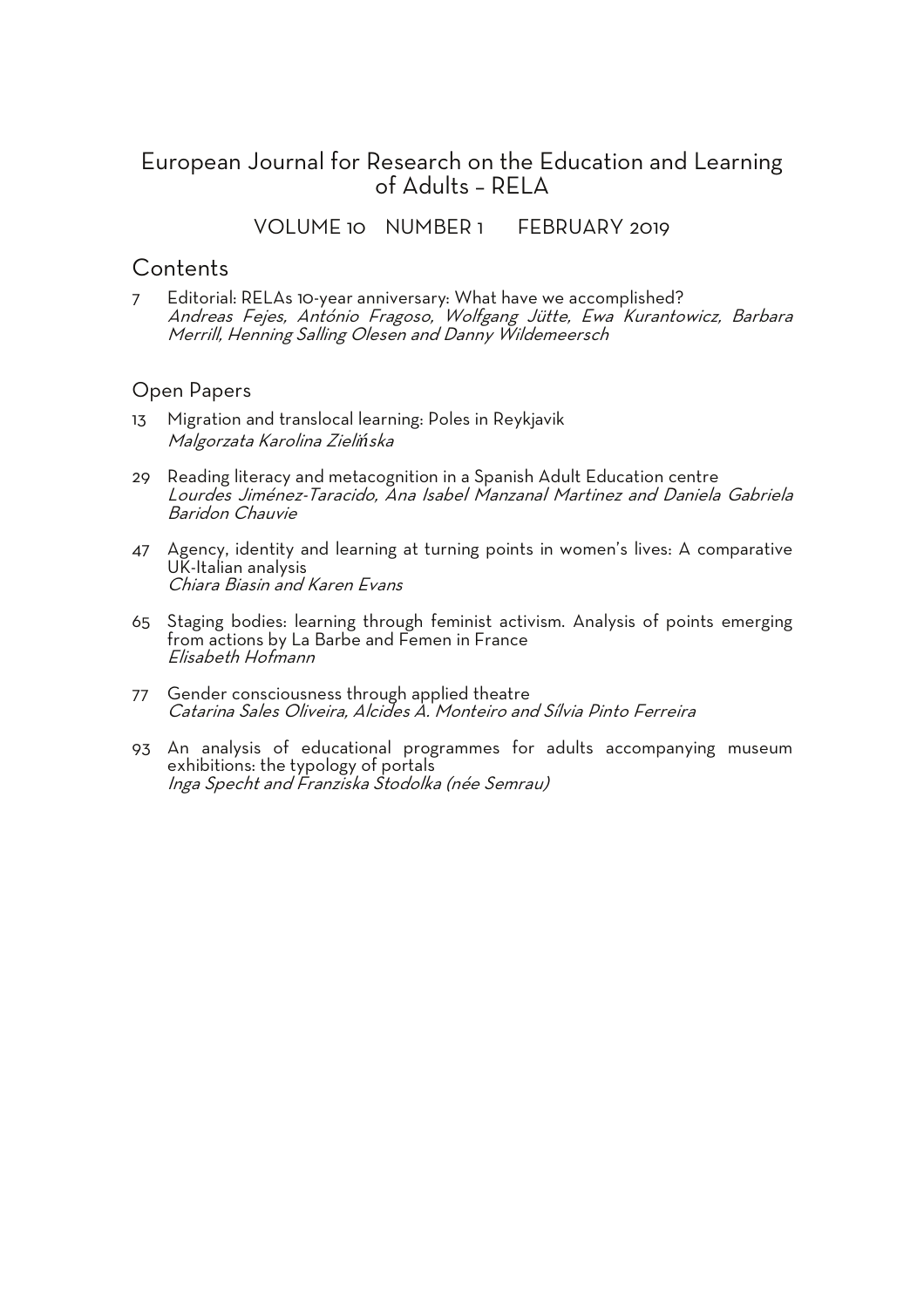# European Journal for Research on the Education and Learning of Adults – RELA

VOLUME 10 NUMBER 1 FEBRUARY 2019

## Contents

7 Editorial: RELAs 10-year anniversary: What have we accomplished?
*Andreas Fejes, António Fragoso, Wolfgang Jütte, Ewa Kurantowicz, Barbara Merrill, Henning Salling Olesen and Danny Wildemeersch*

## Open Papers

13 Migration and translocal learning: Poles in Reykjavik
*Malgorzata Karolina Zielińska*

29 Reading literacy and metacognition in a Spanish Adult Education centre
*Lourdes Jiménez-Taracido, Ana Isabel Manzanal Martinez and Daniela Gabriela Baridon Chauvie*

47 Agency, identity and learning at turning points in women's lives: A comparative UK-Italian analysis
*Chiara Biasin and Karen Evans*

65 Staging bodies: learning through feminist activism. Analysis of points emerging from actions by La Barbe and Femen in France
*Elisabeth Hofmann*

77 Gender consciousness through applied theatre
*Catarina Sales Oliveira, Alcides A. Monteiro and Sílvia Pinto Ferreira*

93 An analysis of educational programmes for adults accompanying museum exhibitions: the typology of portals
*Inga Specht and Franziska Stodolka (née Semrau)*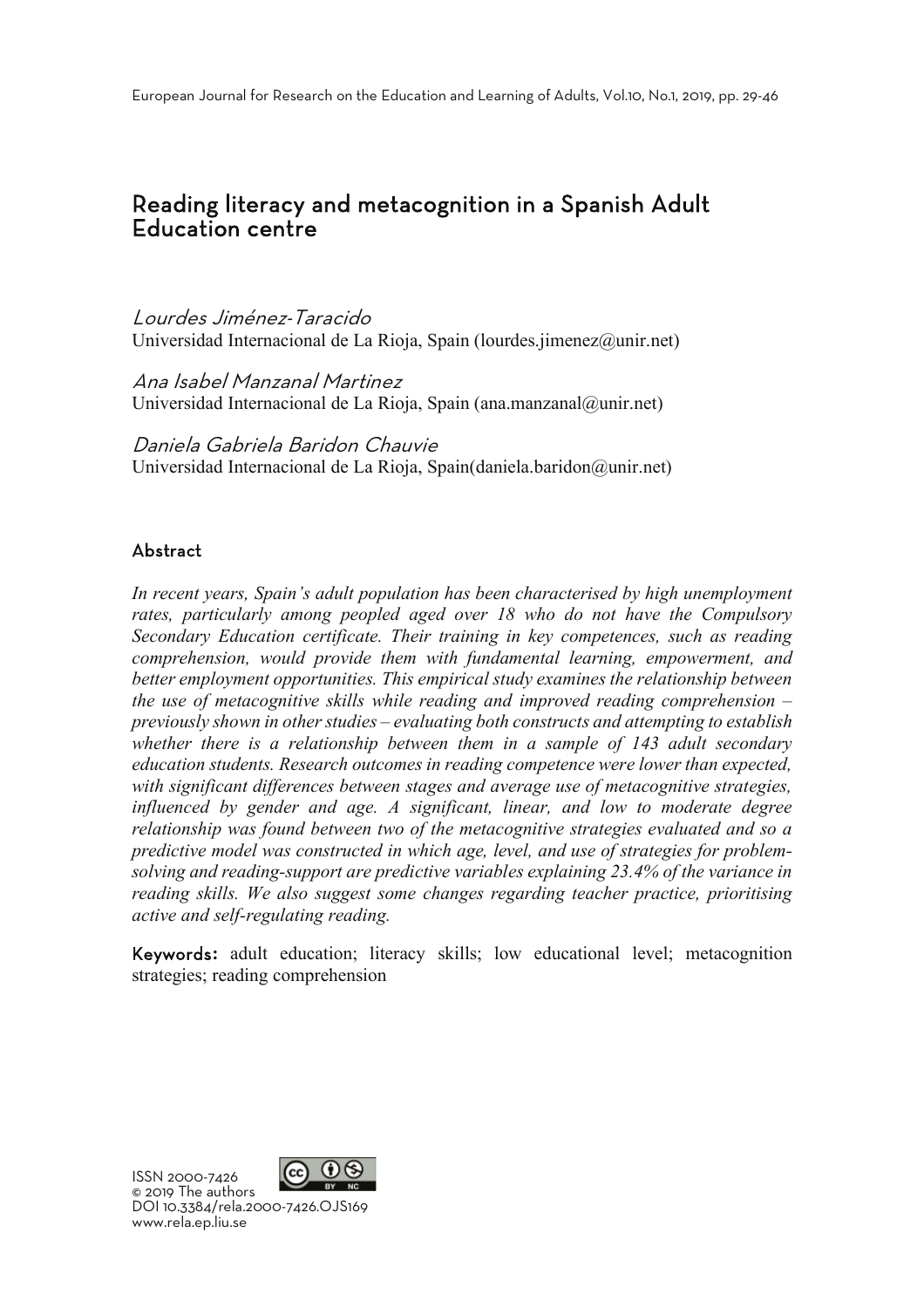# Reading literacy and metacognition in a Spanish Adult Education centre

*Lourdes Jiménez-Taracido*
Universidad Internacional de La Rioja, Spain (lourdes.jimenez@unir.net)

*Ana Isabel Manzanal Martinez*
Universidad Internacional de La Rioja, Spain (ana.manzanal@unir.net)

*Daniela Gabriela Baridon Chauvie*
Universidad Internacional de La Rioja, Spain(daniela.baridon@unir.net)

## Abstract

*In recent years, Spain's adult population has been characterised by high unemployment rates, particularly among peopled aged over 18 who do not have the Compulsory Secondary Education certificate. Their training in key competences, such as reading comprehension, would provide them with fundamental learning, empowerment, and better employment opportunities. This empirical study examines the relationship between the use of metacognitive skills while reading and improved reading comprehension – previously shown in other studies – evaluating both constructs and attempting to establish whether there is a relationship between them in a sample of 143 adult secondary education students. Research outcomes in reading competence were lower than expected, with significant differences between stages and average use of metacognitive strategies, influenced by gender and age. A significant, linear, and low to moderate degree relationship was found between two of the metacognitive strategies evaluated and so a predictive model was constructed in which age, level, and use of strategies for problem-solving and reading-support are predictive variables explaining 23.4% of the variance in reading skills. We also suggest some changes regarding teacher practice, prioritising active and self-regulating reading.*

**Keywords:** adult education; literacy skills; low educational level; metacognition strategies; reading comprehension

ISSN 2000-7426
© 2019 The authors
DOI 10.3384/rela.2000-7426.OJS169
www.rela.ep.liu.se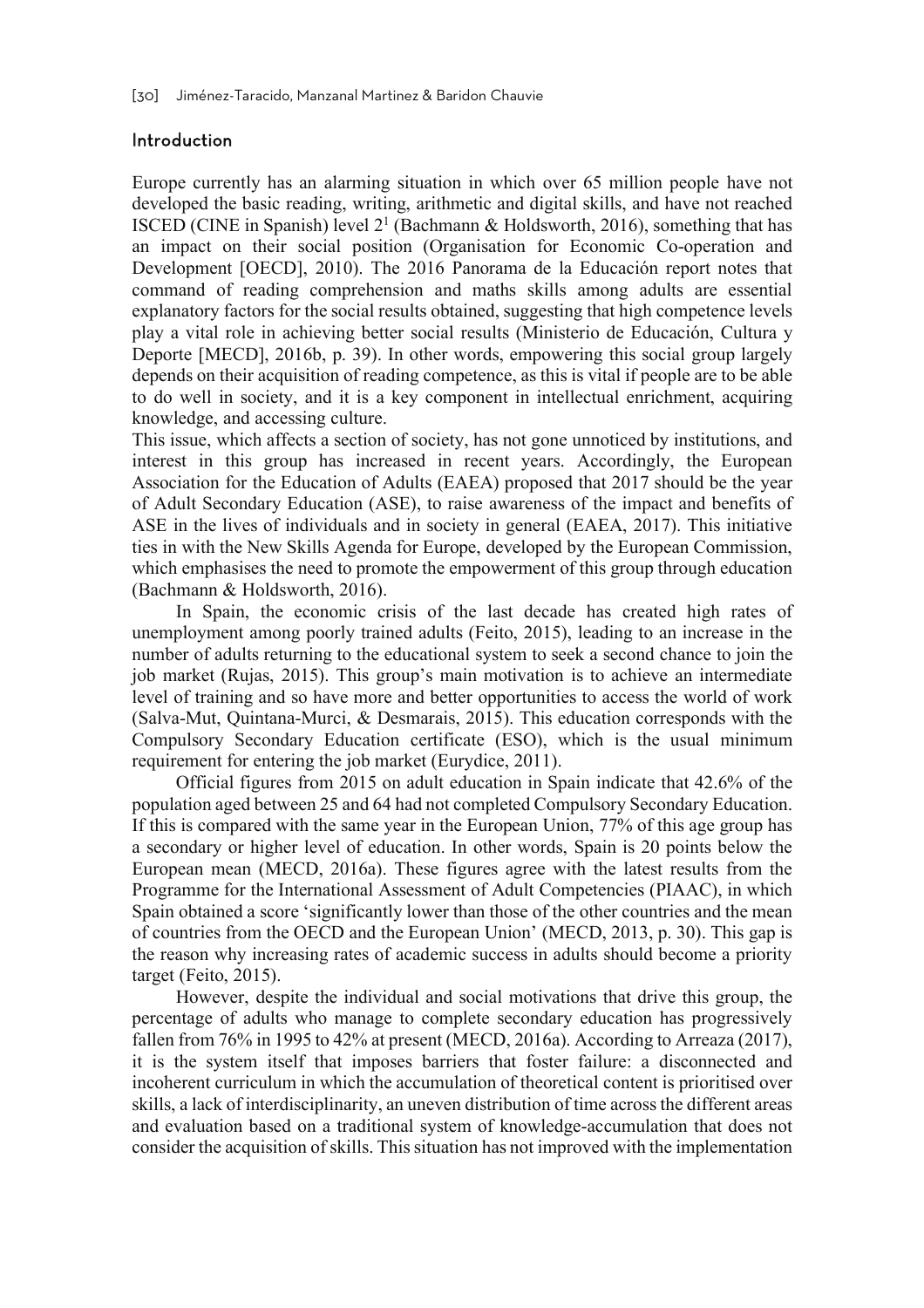## Introduction

Europe currently has an alarming situation in which over 65 million people have not developed the basic reading, writing, arithmetic and digital skills, and have not reached ISCED (CINE in Spanish) level 2[1] (Bachmann & Holdsworth, 2016), something that has an impact on their social position (Organisation for Economic Co-operation and Development [OECD], 2010). The 2016 Panorama de la Educación report notes that command of reading comprehension and maths skills among adults are essential explanatory factors for the social results obtained, suggesting that high competence levels play a vital role in achieving better social results (Ministerio de Educación, Cultura y Deporte [MECD], 2016b, p. 39). In other words, empowering this social group largely depends on their acquisition of reading competence, as this is vital if people are to be able to do well in society, and it is a key component in intellectual enrichment, acquiring knowledge, and accessing culture.

This issue, which affects a section of society, has not gone unnoticed by institutions, and interest in this group has increased in recent years. Accordingly, the European Association for the Education of Adults (EAEA) proposed that 2017 should be the year of Adult Secondary Education (ASE), to raise awareness of the impact and benefits of ASE in the lives of individuals and in society in general (EAEA, 2017). This initiative ties in with the New Skills Agenda for Europe, developed by the European Commission, which emphasises the need to promote the empowerment of this group through education (Bachmann & Holdsworth, 2016).

In Spain, the economic crisis of the last decade has created high rates of unemployment among poorly trained adults (Feito, 2015), leading to an increase in the number of adults returning to the educational system to seek a second chance to join the job market (Rujas, 2015). This group's main motivation is to achieve an intermediate level of training and so have more and better opportunities to access the world of work (Salva-Mut, Quintana-Murci, & Desmarais, 2015). This education corresponds with the Compulsory Secondary Education certificate (ESO), which is the usual minimum requirement for entering the job market (Eurydice, 2011).

Official figures from 2015 on adult education in Spain indicate that 42.6% of the population aged between 25 and 64 had not completed Compulsory Secondary Education. If this is compared with the same year in the European Union, 77% of this age group has a secondary or higher level of education. In other words, Spain is 20 points below the European mean (MECD, 2016a). These figures agree with the latest results from the Programme for the International Assessment of Adult Competencies (PIAAC), in which Spain obtained a score 'significantly lower than those of the other countries and the mean of countries from the OECD and the European Union' (MECD, 2013, p. 30). This gap is the reason why increasing rates of academic success in adults should become a priority target (Feito, 2015).

However, despite the individual and social motivations that drive this group, the percentage of adults who manage to complete secondary education has progressively fallen from 76% in 1995 to 42% at present (MECD, 2016a). According to Arreaza (2017), it is the system itself that imposes barriers that foster failure: a disconnected and incoherent curriculum in which the accumulation of theoretical content is prioritised over skills, a lack of interdisciplinarity, an uneven distribution of time across the different areas and evaluation based on a traditional system of knowledge-accumulation that does not consider the acquisition of skills. This situation has not improved with the implementation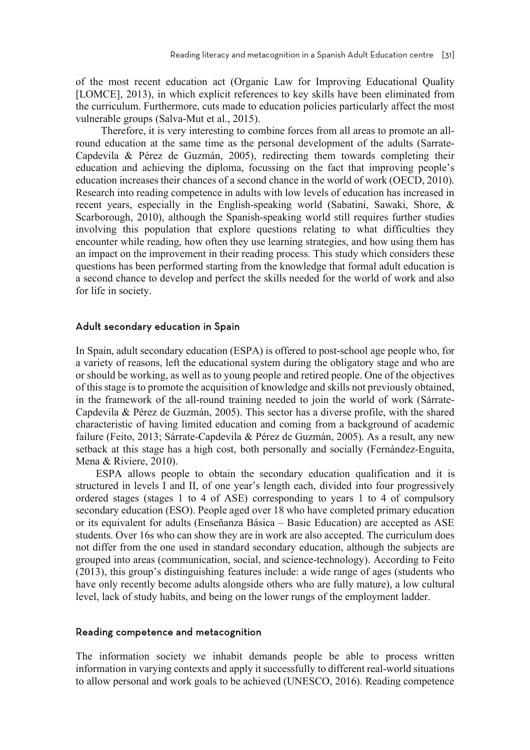of the most recent education act (Organic Law for Improving Educational Quality [LOMCE], 2013), in which explicit references to key skills have been eliminated from the curriculum. Furthermore, cuts made to education policies particularly affect the most vulnerable groups (Salva-Mut et al., 2015).

Therefore, it is very interesting to combine forces from all areas to promote an all-round education at the same time as the personal development of the adults (Sarrate-Capdevila & Pérez de Guzmán, 2005), redirecting them towards completing their education and achieving the diploma, focussing on the fact that improving people's education increases their chances of a second chance in the world of work (OECD, 2010). Research into reading competence in adults with low levels of education has increased in recent years, especially in the English-speaking world (Sabatini, Sawaki, Shore, & Scarborough, 2010), although the Spanish-speaking world still requires further studies involving this population that explore questions relating to what difficulties they encounter while reading, how often they use learning strategies, and how using them has an impact on the improvement in their reading process. This study which considers these questions has been performed starting from the knowledge that formal adult education is a second chance to develop and perfect the skills needed for the world of work and also for life in society.

## Adult secondary education in Spain

In Spain, adult secondary education (ESPA) is offered to post-school age people who, for a variety of reasons, left the educational system during the obligatory stage and who are or should be working, as well as to young people and retired people. One of the objectives of this stage is to promote the acquisition of knowledge and skills not previously obtained, in the framework of the all-round training needed to join the world of work (Sárrate-Capdevila & Pérez de Guzmán, 2005). This sector has a diverse profile, with the shared characteristic of having limited education and coming from a background of academic failure (Feito, 2013; Sárrate-Capdevila & Pérez de Guzmán, 2005). As a result, any new setback at this stage has a high cost, both personally and socially (Fernández-Enguita, Mena & Riviere, 2010).

ESPA allows people to obtain the secondary education qualification and it is structured in levels I and II, of one year's length each, divided into four progressively ordered stages (stages 1 to 4 of ASE) corresponding to years 1 to 4 of compulsory secondary education (ESO). People aged over 18 who have completed primary education or its equivalent for adults (Enseñanza Básica – Basic Education) are accepted as ASE students. Over 16s who can show they are in work are also accepted. The curriculum does not differ from the one used in standard secondary education, although the subjects are grouped into areas (communication, social, and science-technology). According to Feito (2013), this group's distinguishing features include: a wide range of ages (students who have only recently become adults alongside others who are fully mature), a low cultural level, lack of study habits, and being on the lower rungs of the employment ladder.

## Reading competence and metacognition

The information society we inhabit demands people be able to process written information in varying contexts and apply it successfully to different real-world situations to allow personal and work goals to be achieved (UNESCO, 2016). Reading competence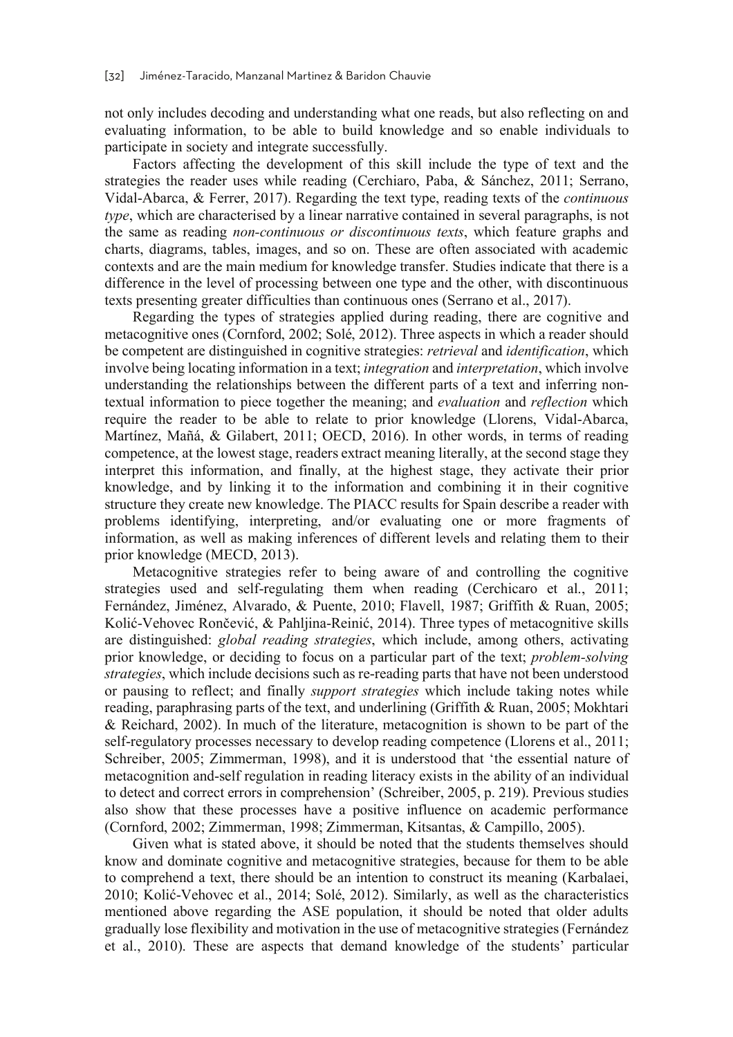not only includes decoding and understanding what one reads, but also reflecting on and evaluating information, to be able to build knowledge and so enable individuals to participate in society and integrate successfully.

Factors affecting the development of this skill include the type of text and the strategies the reader uses while reading (Cerchiaro, Paba, & Sánchez, 2011; Serrano, Vidal-Abarca, & Ferrer, 2017). Regarding the text type, reading texts of the *continuous type*, which are characterised by a linear narrative contained in several paragraphs, is not the same as reading *non-continuous or discontinuous texts*, which feature graphs and charts, diagrams, tables, images, and so on. These are often associated with academic contexts and are the main medium for knowledge transfer. Studies indicate that there is a difference in the level of processing between one type and the other, with discontinuous texts presenting greater difficulties than continuous ones (Serrano et al., 2017).

Regarding the types of strategies applied during reading, there are cognitive and metacognitive ones (Cornford, 2002; Solé, 2012). Three aspects in which a reader should be competent are distinguished in cognitive strategies: *retrieval* and *identification*, which involve being locating information in a text; *integration* and *interpretation*, which involve understanding the relationships between the different parts of a text and inferring non-textual information to piece together the meaning; and *evaluation* and *reflection* which require the reader to be able to relate to prior knowledge (Llorens, Vidal-Abarca, Martínez, Mañá, & Gilabert, 2011; OECD, 2016). In other words, in terms of reading competence, at the lowest stage, readers extract meaning literally, at the second stage they interpret this information, and finally, at the highest stage, they activate their prior knowledge, and by linking it to the information and combining it in their cognitive structure they create new knowledge. The PIACC results for Spain describe a reader with problems identifying, interpreting, and/or evaluating one or more fragments of information, as well as making inferences of different levels and relating them to their prior knowledge (MECD, 2013).

Metacognitive strategies refer to being aware of and controlling the cognitive strategies used and self-regulating them when reading (Cerchicaro et al., 2011; Fernández, Jiménez, Alvarado, & Puente, 2010; Flavell, 1987; Griffith & Ruan, 2005; Kolić-Vehovec Rončević, & Pahljina-Reinić, 2014). Three types of metacognitive skills are distinguished: *global reading strategies*, which include, among others, activating prior knowledge, or deciding to focus on a particular part of the text; *problem-solving strategies*, which include decisions such as re-reading parts that have not been understood or pausing to reflect; and finally *support strategies* which include taking notes while reading, paraphrasing parts of the text, and underlining (Griffith & Ruan, 2005; Mokhtari & Reichard, 2002). In much of the literature, metacognition is shown to be part of the self-regulatory processes necessary to develop reading competence (Llorens et al., 2011; Schreiber, 2005; Zimmerman, 1998), and it is understood that 'the essential nature of metacognition and-self regulation in reading literacy exists in the ability of an individual to detect and correct errors in comprehension' (Schreiber, 2005, p. 219). Previous studies also show that these processes have a positive influence on academic performance (Cornford, 2002; Zimmerman, 1998; Zimmerman, Kitsantas, & Campillo, 2005).

Given what is stated above, it should be noted that the students themselves should know and dominate cognitive and metacognitive strategies, because for them to be able to comprehend a text, there should be an intention to construct its meaning (Karbalaei, 2010; Kolić-Vehovec et al., 2014; Solé, 2012). Similarly, as well as the characteristics mentioned above regarding the ASE population, it should be noted that older adults gradually lose flexibility and motivation in the use of metacognitive strategies (Fernández et al., 2010). These are aspects that demand knowledge of the students' particular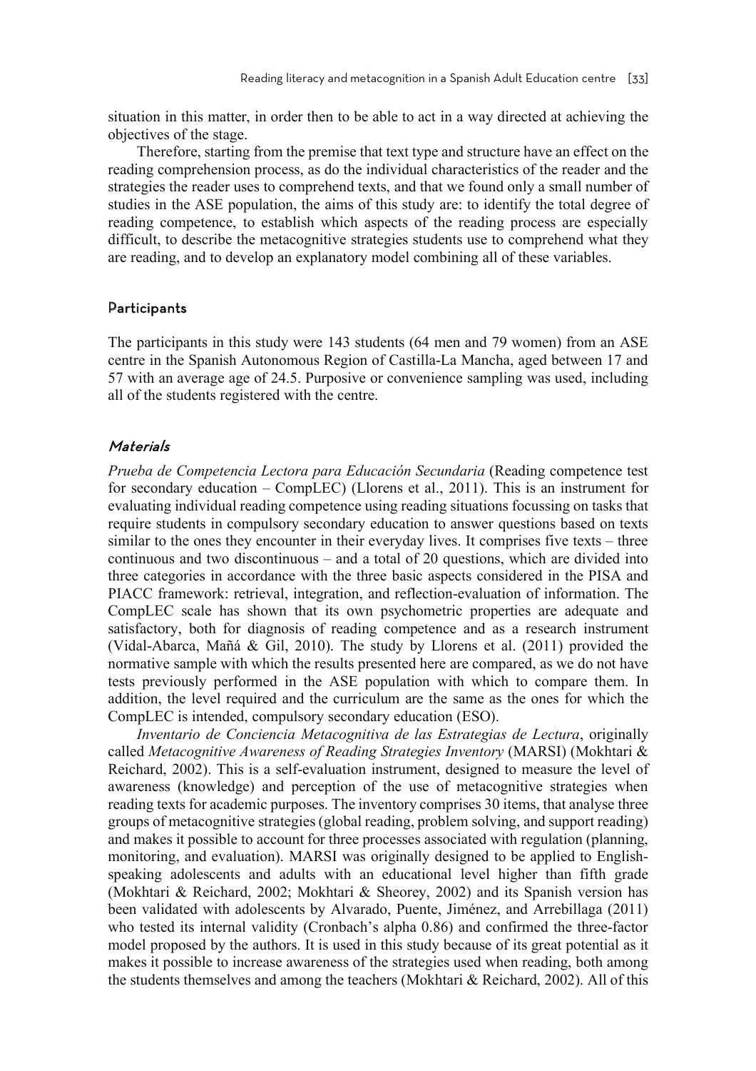situation in this matter, in order then to be able to act in a way directed at achieving the objectives of the stage.

Therefore, starting from the premise that text type and structure have an effect on the reading comprehension process, as do the individual characteristics of the reader and the strategies the reader uses to comprehend texts, and that we found only a small number of studies in the ASE population, the aims of this study are: to identify the total degree of reading competence, to establish which aspects of the reading process are especially difficult, to describe the metacognitive strategies students use to comprehend what they are reading, and to develop an explanatory model combining all of these variables.

## Participants

The participants in this study were 143 students (64 men and 79 women) from an ASE centre in the Spanish Autonomous Region of Castilla-La Mancha, aged between 17 and 57 with an average age of 24.5. Purposive or convenience sampling was used, including all of the students registered with the centre.

### *Materials*

*Prueba de Competencia Lectora para Educación Secundaria* (Reading competence test for secondary education – CompLEC) (Llorens et al., 2011). This is an instrument for evaluating individual reading competence using reading situations focussing on tasks that require students in compulsory secondary education to answer questions based on texts similar to the ones they encounter in their everyday lives. It comprises five texts – three continuous and two discontinuous – and a total of 20 questions, which are divided into three categories in accordance with the three basic aspects considered in the PISA and PIACC framework: retrieval, integration, and reflection-evaluation of information. The CompLEC scale has shown that its own psychometric properties are adequate and satisfactory, both for diagnosis of reading competence and as a research instrument (Vidal-Abarca, Mañá & Gil, 2010). The study by Llorens et al. (2011) provided the normative sample with which the results presented here are compared, as we do not have tests previously performed in the ASE population with which to compare them. In addition, the level required and the curriculum are the same as the ones for which the CompLEC is intended, compulsory secondary education (ESO).

*Inventario de Conciencia Metacognitiva de las Estrategias de Lectura*, originally called *Metacognitive Awareness of Reading Strategies Inventory* (MARSI) (Mokhtari & Reichard, 2002). This is a self-evaluation instrument, designed to measure the level of awareness (knowledge) and perception of the use of metacognitive strategies when reading texts for academic purposes. The inventory comprises 30 items, that analyse three groups of metacognitive strategies (global reading, problem solving, and support reading) and makes it possible to account for three processes associated with regulation (planning, monitoring, and evaluation). MARSI was originally designed to be applied to English-speaking adolescents and adults with an educational level higher than fifth grade (Mokhtari & Reichard, 2002; Mokhtari & Sheorey, 2002) and its Spanish version has been validated with adolescents by Alvarado, Puente, Jiménez, and Arrebillaga (2011) who tested its internal validity (Cronbach's alpha 0.86) and confirmed the three-factor model proposed by the authors. It is used in this study because of its great potential as it makes it possible to increase awareness of the strategies used when reading, both among the students themselves and among the teachers (Mokhtari & Reichard, 2002). All of this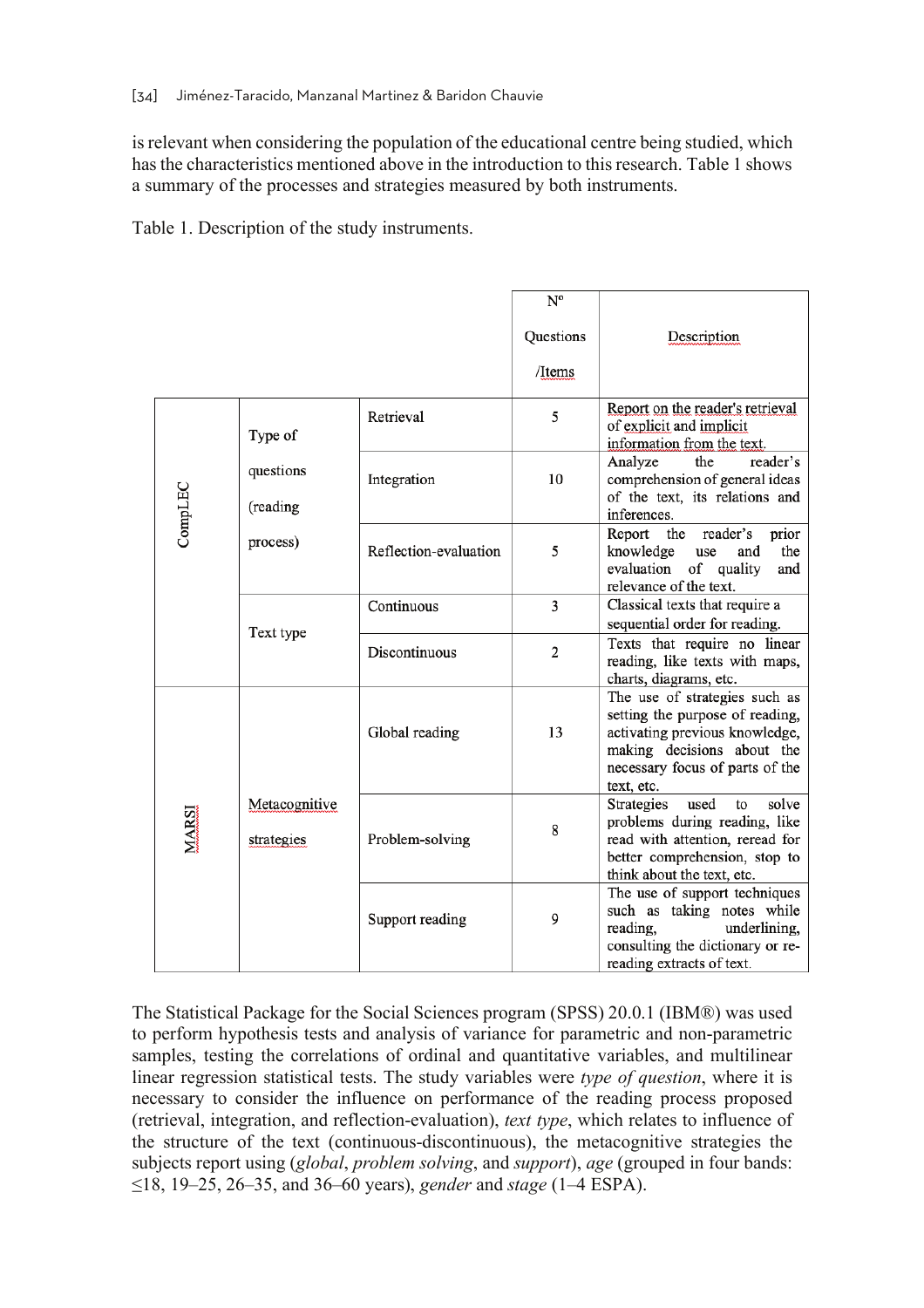is relevant when considering the population of the educational centre being studied, which has the characteristics mentioned above in the introduction to this research. Table 1 shows a summary of the processes and strategies measured by both instruments.

Table 1. Description of the study instruments.

| | | | Nº Questions /Items | Description |
|---|---|---|---|---|
| CompLEC | Type of questions (reading process) | Retrieval | 5 | Report on the reader's retrieval of explicit and implicit information from the text. |
| | | Integration | 10 | Analyze the reader's comprehension of general ideas of the text, its relations and inferences. |
| | | Reflection-evaluation | 5 | Report the reader's prior knowledge use and the evaluation of quality and relevance of the text. |
| | Text type | Continuous | 3 | Classical texts that require a sequential order for reading. |
| | | Discontinuous | 2 | Texts that require no linear reading, like texts with maps, charts, diagrams, etc. |
| MARSI | Metacognitive strategies | Global reading | 13 | The use of strategies such as setting the purpose of reading, activating previous knowledge, making decisions about the necessary focus of parts of the text, etc. |
| | | Problem-solving | 8 | Strategies used to solve problems during reading, like read with attention, reread for better comprehension, stop to think about the text, etc. |
| | | Support reading | 9 | The use of support techniques such as taking notes while reading, underlining, consulting the dictionary or re-reading extracts of text. |

The Statistical Package for the Social Sciences program (SPSS) 20.0.1 (IBM®) was used to perform hypothesis tests and analysis of variance for parametric and non-parametric samples, testing the correlations of ordinal and quantitative variables, and multilinear linear regression statistical tests. The study variables were *type of question*, where it is necessary to consider the influence on performance of the reading process proposed (retrieval, integration, and reflection-evaluation), *text type*, which relates to influence of the structure of the text (continuous-discontinuous), the metacognitive strategies the subjects report using (*global*, *problem solving*, and *support*), *age* (grouped in four bands: ≤18, 19–25, 26–35, and 36–60 years), *gender* and *stage* (1–4 ESPA).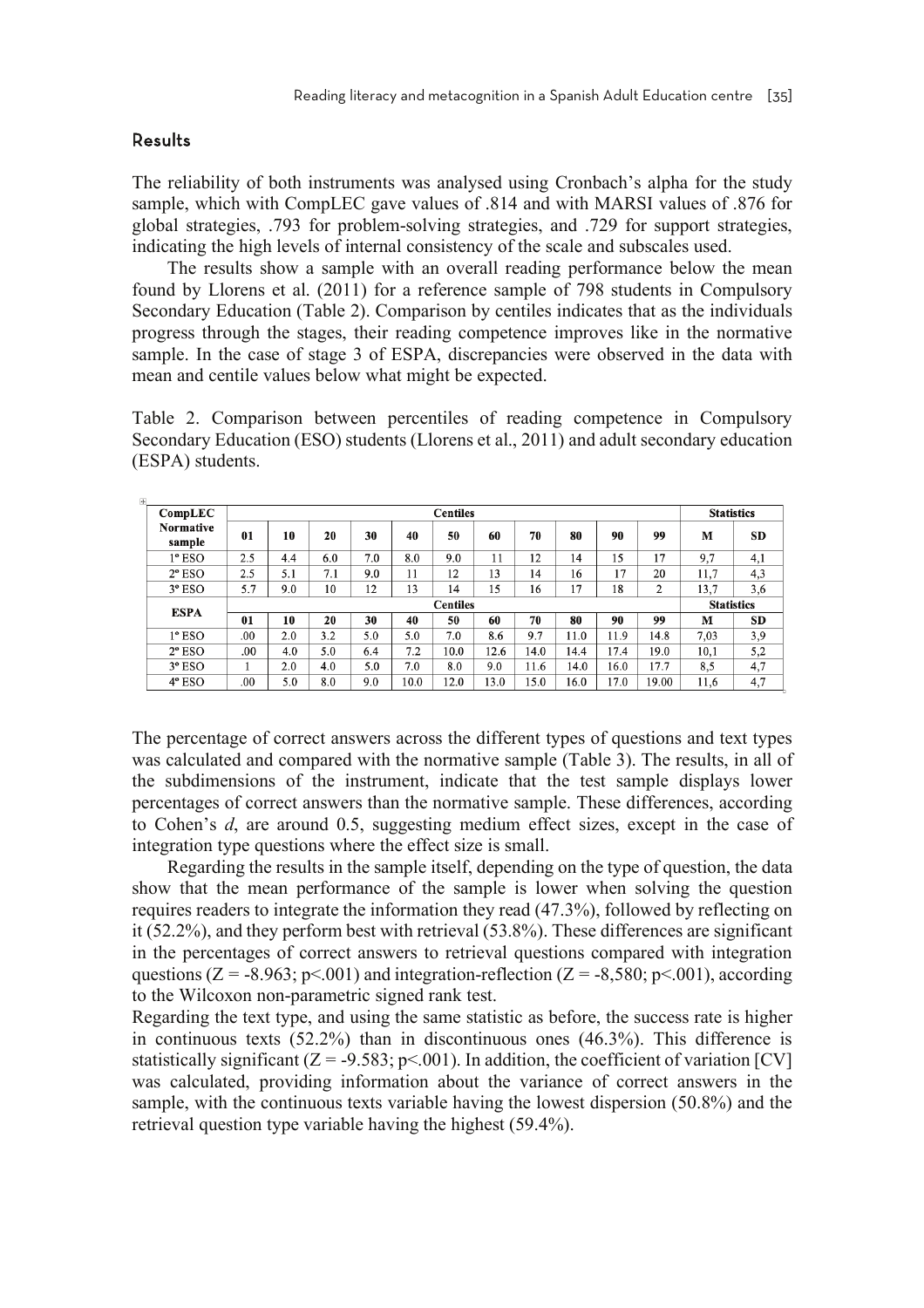## Results

The reliability of both instruments was analysed using Cronbach's alpha for the study sample, which with CompLEC gave values of .814 and with MARSI values of .876 for global strategies, .793 for problem-solving strategies, and .729 for support strategies, indicating the high levels of internal consistency of the scale and subscales used.

The results show a sample with an overall reading performance below the mean found by Llorens et al. (2011) for a reference sample of 798 students in Compulsory Secondary Education (Table 2). Comparison by centiles indicates that as the individuals progress through the stages, their reading competence improves like in the normative sample. In the case of stage 3 of ESPA, discrepancies were observed in the data with mean and centile values below what might be expected.

Table 2. Comparison between percentiles of reading competence in Compulsory Secondary Education (ESO) students (Llorens et al., 2011) and adult secondary education (ESPA) students.

| CompLEC | Centiles | | | | | | | | | | | Statistics | |
|---|---|---|---|---|---|---|---|---|---|---|---|---|---|
| Normative sample | 01 | 10 | 20 | 30 | 40 | 50 | 60 | 70 | 80 | 90 | 99 | M | SD |
| 1º ESO | 2.5 | 4.4 | 6.0 | 7.0 | 8.0 | 9.0 | 11 | 12 | 14 | 15 | 17 | 9,7 | 4,1 |
| 2º ESO | 2.5 | 5.1 | 7.1 | 9.0 | 11 | 12 | 13 | 14 | 16 | 17 | 20 | 11,7 | 4,3 |
| 3º ESO | 5.7 | 9.0 | 10 | 12 | 13 | 14 | 15 | 16 | 17 | 18 | 2 | 13,7 | 3,6 |
| ESPA | Centiles | | | | | | | | | | | Statistics | |
| | 01 | 10 | 20 | 30 | 40 | 50 | 60 | 70 | 80 | 90 | 99 | M | SD |
| 1º ESO | .00 | 2.0 | 3.2 | 5.0 | 5.0 | 7.0 | 8.6 | 9.7 | 11.0 | 11.9 | 14.8 | 7,03 | 3,9 |
| 2º ESO | .00 | 4.0 | 5.0 | 6.4 | 7.2 | 10.0 | 12.6 | 14.0 | 14.4 | 17.4 | 19.0 | 10,1 | 5,2 |
| 3º ESO | 1 | 2.0 | 4.0 | 5.0 | 7.0 | 8.0 | 9.0 | 11.6 | 14.0 | 16.0 | 17.7 | 8,5 | 4,7 |
| 4º ESO | .00 | 5.0 | 8.0 | 9.0 | 10.0 | 12.0 | 13.0 | 15.0 | 16.0 | 17.0 | 19.00 | 11,6 | 4,7 |

The percentage of correct answers across the different types of questions and text types was calculated and compared with the normative sample (Table 3). The results, in all of the subdimensions of the instrument, indicate that the test sample displays lower percentages of correct answers than the normative sample. These differences, according to Cohen's *d*, are around 0.5, suggesting medium effect sizes, except in the case of integration type questions where the effect size is small.

Regarding the results in the sample itself, depending on the type of question, the data show that the mean performance of the sample is lower when solving the question requires readers to integrate the information they read (47.3%), followed by reflecting on it (52.2%), and they perform best with retrieval (53.8%). These differences are significant in the percentages of correct answers to retrieval questions compared with integration questions ($Z = -8.963$; $p<.001$) and integration-reflection ($Z = -8{,}580$; $p<.001$), according to the Wilcoxon non-parametric signed rank test.

Regarding the text type, and using the same statistic as before, the success rate is higher in continuous texts (52.2%) than in discontinuous ones (46.3%). This difference is statistically significant ($Z = -9.583$; $p<.001$). In addition, the coefficient of variation [CV] was calculated, providing information about the variance of correct answers in the sample, with the continuous texts variable having the lowest dispersion (50.8%) and the retrieval question type variable having the highest (59.4%).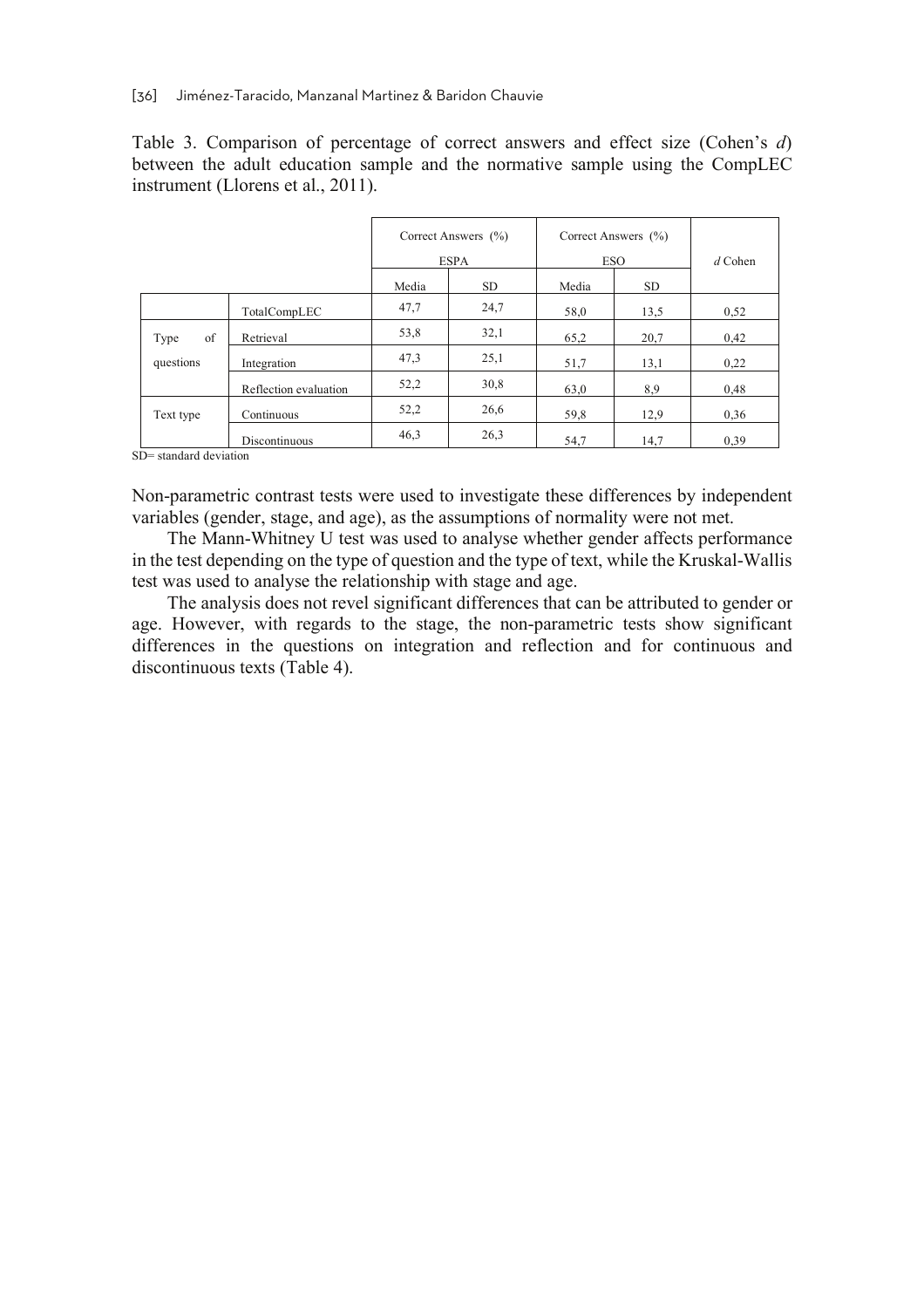Table 3. Comparison of percentage of correct answers and effect size (Cohen's *d*) between the adult education sample and the normative sample using the CompLEC instrument (Llorens et al., 2011).

| | | Correct Answers (%) ESPA | | Correct Answers (%) ESO | | *d* Cohen |
|---|---|---|---|---|---|---|
| | | Media | SD | Media | SD | |
| | TotalCompLEC | 47,7 | 24,7 | 58,0 | 13,5 | 0,52 |
| Type of questions | Retrieval | 53,8 | 32,1 | 65,2 | 20,7 | 0,42 |
| | Integration | 47,3 | 25,1 | 51,7 | 13,1 | 0,22 |
| | Reflection evaluation | 52,2 | 30,8 | 63,0 | 8,9 | 0,48 |
| Text type | Continuous | 52,2 | 26,6 | 59,8 | 12,9 | 0,36 |
| | Discontinuous | 46,3 | 26,3 | 54,7 | 14,7 | 0,39 |

SD= standard deviation

Non-parametric contrast tests were used to investigate these differences by independent variables (gender, stage, and age), as the assumptions of normality were not met.

The Mann-Whitney U test was used to analyse whether gender affects performance in the test depending on the type of question and the type of text, while the Kruskal-Wallis test was used to analyse the relationship with stage and age.

The analysis does not revel significant differences that can be attributed to gender or age. However, with regards to the stage, the non-parametric tests show significant differences in the questions on integration and reflection and for continuous and discontinuous texts (Table 4).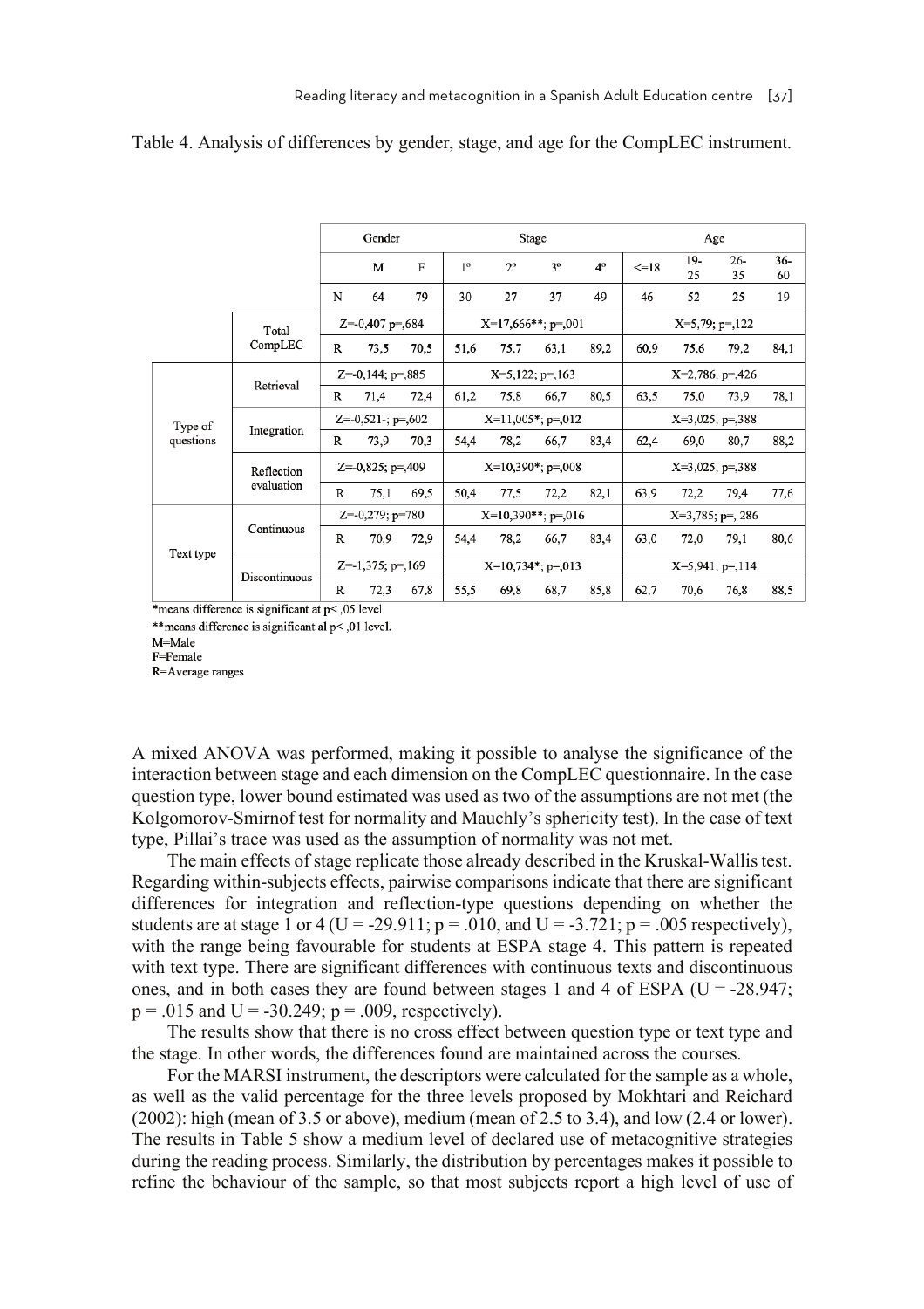Table 4. Analysis of differences by gender, stage, and age for the CompLEC instrument.

| | | | Gender | | Stage | | | | Age | | | |
|---|---|---|---|---|---|---|---|---|---|---|---|---|
| | | | M | F | 1º | 2º | 3º | 4º | <=18 | 19-25 | 26-35 | 36-60 |
| | | N | 64 | 79 | 30 | 27 | 37 | 49 | 46 | 52 | 25 | 19 |
| | Total CompLEC | | Z=-0,407 p=,684 | | X=17,666**; p=,001 | | | | X=5,79; p=,122 | | | |
| | | R | 73,5 | 70,5 | 51,6 | 75,7 | 63,1 | 89,2 | 60,9 | 75,6 | 79,2 | 84,1 |
| Type of questions | Retrieval | | Z=-0,144; p=,885 | | X=5,122; p=,163 | | | | X=2,786; p=,426 | | | |
| | | R | 71,4 | 72,4 | 61,2 | 75,8 | 66,7 | 80,5 | 63,5 | 75,0 | 73,9 | 78,1 |
| | Integration | | Z=-0,521-; p=,602 | | X=11,005*; p=,012 | | | | X=3,025; p=,388 | | | |
| | | R | 73,9 | 70,3 | 54,4 | 78,2 | 66,7 | 83,4 | 62,4 | 69,0 | 80,7 | 88,2 |
| | Reflection evaluation | | Z=-0,825; p=,409 | | X=10,390*; p=,008 | | | | X=3,025; p=,388 | | | |
| | | R | 75,1 | 69,5 | 50,4 | 77,5 | 72,2 | 82,1 | 63,9 | 72,2 | 79,4 | 77,6 |
| Text type | Continuous | | Z=-0,279; p=780 | | X=10,390**; p=,016 | | | | X=3,785; p=, 286 | | | |
| | | R | 70,9 | 72,9 | 54,4 | 78,2 | 66,7 | 83,4 | 63,0 | 72,0 | 79,1 | 80,6 |
| | Discontinuous | | Z=-1,375; p=,169 | | X=10,734*; p=,013 | | | | X=5,941; p=,114 | | | |
| | | R | 72,3 | 67,8 | 55,5 | 69,8 | 68,7 | 85,8 | 62,7 | 70,6 | 76,8 | 88,5 |

*means difference is significant at p< ,05 level

**means difference is significant al p< ,01 level.

M=Male

F=Female

R=Average ranges

A mixed ANOVA was performed, making it possible to analyse the significance of the interaction between stage and each dimension on the CompLEC questionnaire. In the case question type, lower bound estimated was used as two of the assumptions are not met (the Kolgomorov-Smirnof test for normality and Mauchly's sphericity test). In the case of text type, Pillai's trace was used as the assumption of normality was not met.

The main effects of stage replicate those already described in the Kruskal-Wallis test. Regarding within-subjects effects, pairwise comparisons indicate that there are significant differences for integration and reflection-type questions depending on whether the students are at stage 1 or 4 ($U = -29.911$; $p = .010$, and $U = -3.721$; $p = .005$ respectively), with the range being favourable for students at ESPA stage 4. This pattern is repeated with text type. There are significant differences with continuous texts and discontinuous ones, and in both cases they are found between stages 1 and 4 of ESPA ($U = -28.947$; $p = .015$ and $U = -30.249$; $p = .009$, respectively).

The results show that there is no cross effect between question type or text type and the stage. In other words, the differences found are maintained across the courses.

For the MARSI instrument, the descriptors were calculated for the sample as a whole, as well as the valid percentage for the three levels proposed by Mokhtari and Reichard (2002): high (mean of 3.5 or above), medium (mean of 2.5 to 3.4), and low (2.4 or lower). The results in Table 5 show a medium level of declared use of metacognitive strategies during the reading process. Similarly, the distribution by percentages makes it possible to refine the behaviour of the sample, so that most subjects report a high level of use of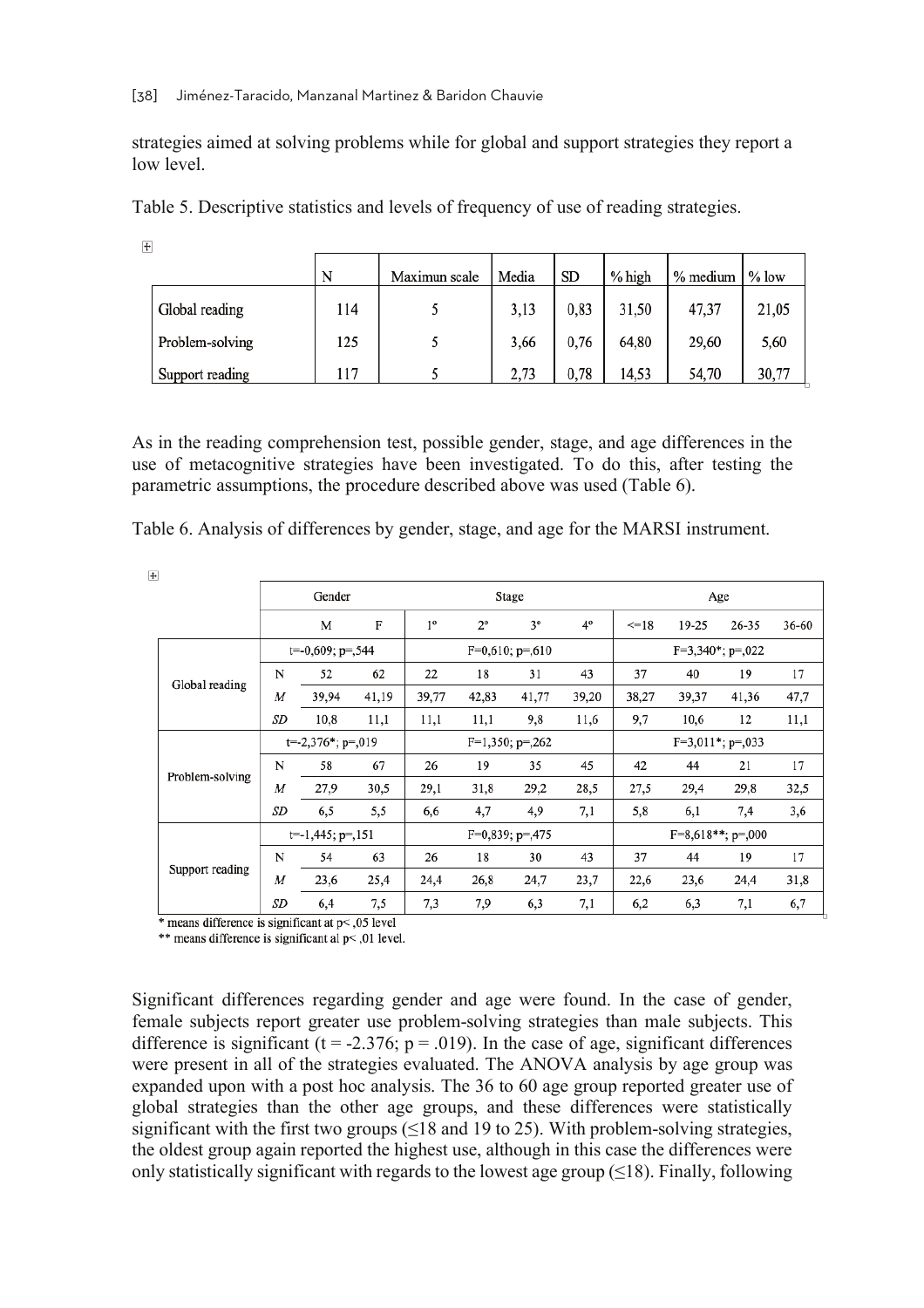strategies aimed at solving problems while for global and support strategies they report a low level.

Table 5. Descriptive statistics and levels of frequency of use of reading strategies.

| | N | Maximun scale | Media | SD | % high | % medium | % low |
|---|---|---|---|---|---|---|---|
| Global reading | 114 | 5 | 3,13 | 0,83 | 31,50 | 47,37 | 21,05 |
| Problem-solving | 125 | 5 | 3,66 | 0,76 | 64,80 | 29,60 | 5,60 |
| Support reading | 117 | 5 | 2,73 | 0,78 | 14,53 | 54,70 | 30,77 |

As in the reading comprehension test, possible gender, stage, and age differences in the use of metacognitive strategies have been investigated. To do this, after testing the parametric assumptions, the procedure described above was used (Table 6).

Table 6. Analysis of differences by gender, stage, and age for the MARSI instrument.

| | | Gender | | Stage | | | | Age | | | |
|---|---|---|---|---|---|---|---|---|---|---|---|
| | | M | F | 1° | 2° | 3° | 4° | <=18 | 19-25 | 26-35 | 36-60 |
| Global reading | | t=-0,609; p=,544 | | F=0,610; p=,610 | | | | F=3,340*; p=,022 | | | |
| | N | 52 | 62 | 22 | 18 | 31 | 43 | 37 | 40 | 19 | 17 |
| | *M* | 39,94 | 41,19 | 39,77 | 42,83 | 41,77 | 39,20 | 38,27 | 39,37 | 41,36 | 47,7 |
| | *SD* | 10,8 | 11,1 | 11,1 | 11,1 | 9,8 | 11,6 | 9,7 | 10,6 | 12 | 11,1 |
| Problem-solving | | t=-2,376*; p=,019 | | F=1,350; p=,262 | | | | F=3,011*; p=,033 | | | |
| | N | 58 | 67 | 26 | 19 | 35 | 45 | 42 | 44 | 21 | 17 |
| | *M* | 27,9 | 30,5 | 29,1 | 31,8 | 29,2 | 28,5 | 27,5 | 29,4 | 29,8 | 32,5 |
| | *SD* | 6,5 | 5,5 | 6,6 | 4,7 | 4,9 | 7,1 | 5,8 | 6,1 | 7,4 | 3,6 |
| Support reading | | t=-1,445; p=,151 | | F=0,839; p=,475 | | | | F=8,618**; p=,000 | | | |
| | N | 54 | 63 | 26 | 18 | 30 | 43 | 37 | 44 | 19 | 17 |
| | *M* | 23,6 | 25,4 | 24,4 | 26,8 | 24,7 | 23,7 | 22,6 | 23,6 | 24,4 | 31,8 |
| | *SD* | 6,4 | 7,5 | 7,3 | 7,9 | 6,3 | 7,1 | 6,2 | 6,3 | 7,1 | 6,7 |

\* means difference is significant at p< ,05 level

\*\* means difference is significant al p< ,01 level.

Significant differences regarding gender and age were found. In the case of gender, female subjects report greater use problem-solving strategies than male subjects. This difference is significant ($t = -2.376$; $p = .019$). In the case of age, significant differences were present in all of the strategies evaluated. The ANOVA analysis by age group was expanded upon with a post hoc analysis. The 36 to 60 age group reported greater use of global strategies than the other age groups, and these differences were statistically significant with the first two groups (≤18 and 19 to 25). With problem-solving strategies, the oldest group again reported the highest use, although in this case the differences were only statistically significant with regards to the lowest age group (≤18). Finally, following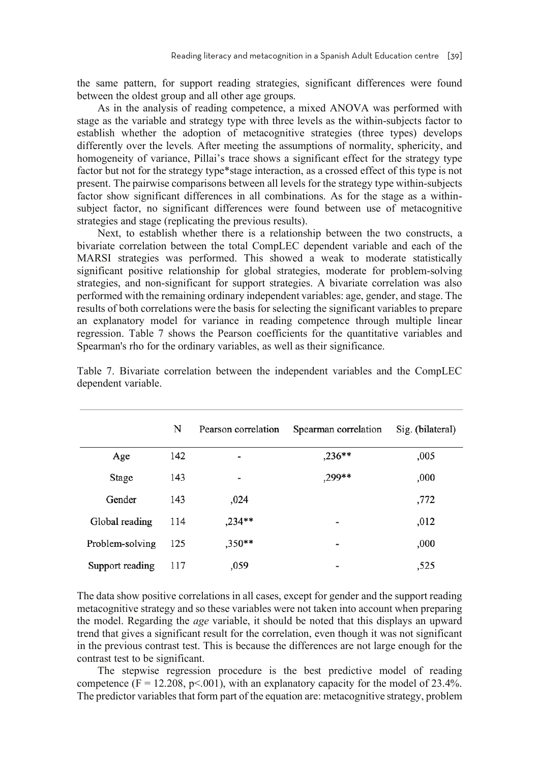the same pattern, for support reading strategies, significant differences were found between the oldest group and all other age groups.

As in the analysis of reading competence, a mixed ANOVA was performed with stage as the variable and strategy type with three levels as the within-subjects factor to establish whether the adoption of metacognitive strategies (three types) develops differently over the levels. After meeting the assumptions of normality, sphericity, and homogeneity of variance, Pillai's trace shows a significant effect for the strategy type factor but not for the strategy type*stage interaction, as a crossed effect of this type is not present. The pairwise comparisons between all levels for the strategy type within-subjects factor show significant differences in all combinations. As for the stage as a within-subject factor, no significant differences were found between use of metacognitive strategies and stage (replicating the previous results).

Next, to establish whether there is a relationship between the two constructs, a bivariate correlation between the total CompLEC dependent variable and each of the MARSI strategies was performed. This showed a weak to moderate statistically significant positive relationship for global strategies, moderate for problem-solving strategies, and non-significant for support strategies. A bivariate correlation was also performed with the remaining ordinary independent variables: age, gender, and stage. The results of both correlations were the basis for selecting the significant variables to prepare an explanatory model for variance in reading competence through multiple linear regression. Table 7 shows the Pearson coefficients for the quantitative variables and Spearman's rho for the ordinary variables, as well as their significance.

Table 7. Bivariate correlation between the independent variables and the CompLEC dependent variable.

| | N | Pearson correlation | Spearman correlation | Sig. (bilateral) |
|---|---|---|---|---|
| Age | 142 | - | ,236** | ,005 |
| Stage | 143 | - | ,299** | ,000 |
| Gender | 143 | ,024 | | ,772 |
| Global reading | 114 | ,234** | - | ,012 |
| Problem-solving | 125 | ,350** | - | ,000 |
| Support reading | 117 | ,059 | - | ,525 |

The data show positive correlations in all cases, except for gender and the support reading metacognitive strategy and so these variables were not taken into account when preparing the model. Regarding the *age* variable, it should be noted that this displays an upward trend that gives a significant result for the correlation, even though it was not significant in the previous contrast test. This is because the differences are not large enough for the contrast test to be significant.

The stepwise regression procedure is the best predictive model of reading competence ($F = 12.208$, $p<.001$), with an explanatory capacity for the model of 23.4%. The predictor variables that form part of the equation are: metacognitive strategy, problem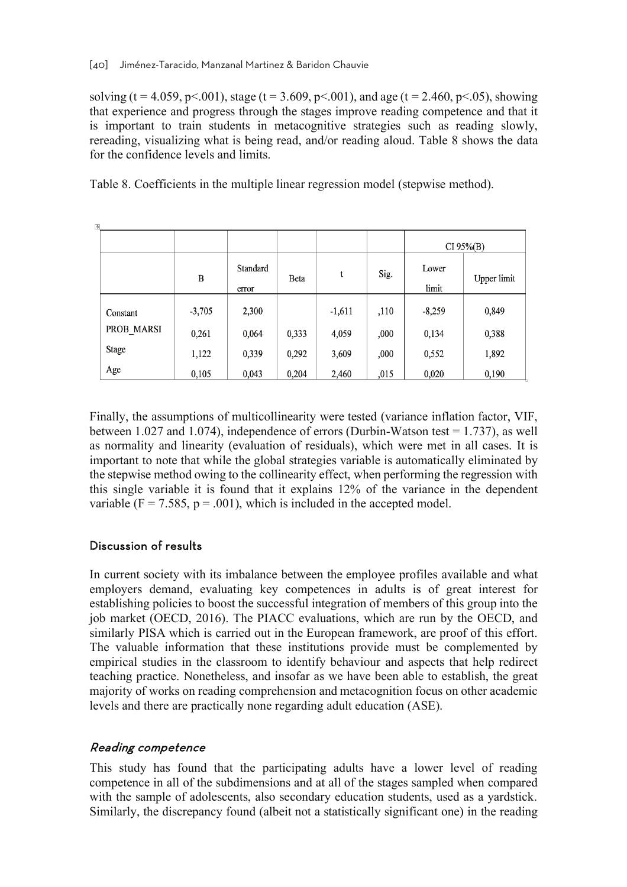solving ($t = 4.059$, $p<.001$), stage ($t = 3.609$, $p<.001$), and age ($t = 2.460$, $p<.05$), showing that experience and progress through the stages improve reading competence and that it is important to train students in metacognitive strategies such as reading slowly, rereading, visualizing what is being read, and/or reading aloud. Table 8 shows the data for the confidence levels and limits.

Table 8. Coefficients in the multiple linear regression model (stepwise method).

| | | | | | | CI 95%(B) | |
|---|---|---|---|---|---|---|---|
| | B | Standard error | Beta | t | Sig. | Lower limit | Upper limit |
| Constant | -3,705 | 2,300 | | -1,611 | ,110 | -8,259 | 0,849 |
| PROB_MARSI | 0,261 | 0,064 | 0,333 | 4,059 | ,000 | 0,134 | 0,388 |
| Stage | 1,122 | 0,339 | 0,292 | 3,609 | ,000 | 0,552 | 1,892 |
| Age | 0,105 | 0,043 | 0,204 | 2,460 | ,015 | 0,020 | 0,190 |

Finally, the assumptions of multicollinearity were tested (variance inflation factor, VIF, between 1.027 and 1.074), independence of errors (Durbin-Watson test = 1.737), as well as normality and linearity (evaluation of residuals), which were met in all cases. It is important to note that while the global strategies variable is automatically eliminated by the stepwise method owing to the collinearity effect, when performing the regression with this single variable it is found that it explains 12% of the variance in the dependent variable ($F = 7.585$, $p = .001$), which is included in the accepted model.

## Discussion of results

In current society with its imbalance between the employee profiles available and what employers demand, evaluating key competences in adults is of great interest for establishing policies to boost the successful integration of members of this group into the job market (OECD, 2016). The PIACC evaluations, which are run by the OECD, and similarly PISA which is carried out in the European framework, are proof of this effort. The valuable information that these institutions provide must be complemented by empirical studies in the classroom to identify behaviour and aspects that help redirect teaching practice. Nonetheless, and insofar as we have been able to establish, the great majority of works on reading comprehension and metacognition focus on other academic levels and there are practically none regarding adult education (ASE).

### *Reading competence*

This study has found that the participating adults have a lower level of reading competence in all of the subdimensions and at all of the stages sampled when compared with the sample of adolescents, also secondary education students, used as a yardstick. Similarly, the discrepancy found (albeit not a statistically significant one) in the reading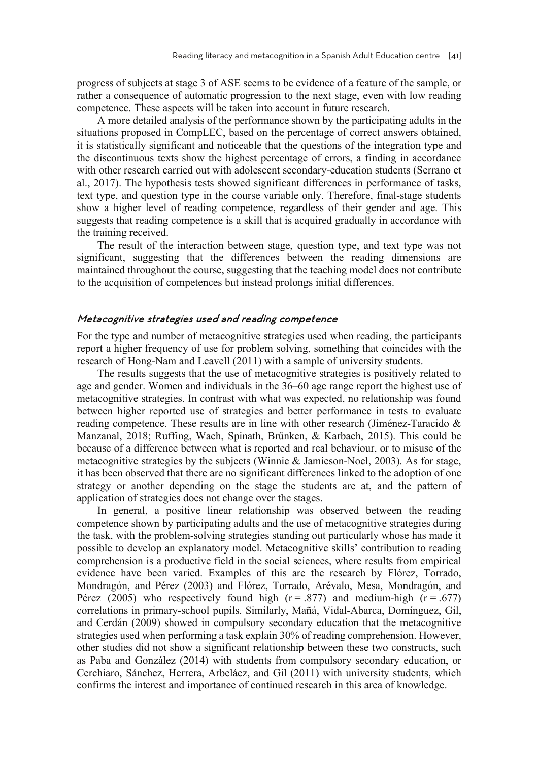progress of subjects at stage 3 of ASE seems to be evidence of a feature of the sample, or rather a consequence of automatic progression to the next stage, even with low reading competence. These aspects will be taken into account in future research.

A more detailed analysis of the performance shown by the participating adults in the situations proposed in CompLEC, based on the percentage of correct answers obtained, it is statistically significant and noticeable that the questions of the integration type and the discontinuous texts show the highest percentage of errors, a finding in accordance with other research carried out with adolescent secondary-education students (Serrano et al., 2017). The hypothesis tests showed significant differences in performance of tasks, text type, and question type in the course variable only. Therefore, final-stage students show a higher level of reading competence, regardless of their gender and age. This suggests that reading competence is a skill that is acquired gradually in accordance with the training received.

The result of the interaction between stage, question type, and text type was not significant, suggesting that the differences between the reading dimensions are maintained throughout the course, suggesting that the teaching model does not contribute to the acquisition of competences but instead prolongs initial differences.

### *Metacognitive strategies used and reading competence*

For the type and number of metacognitive strategies used when reading, the participants report a higher frequency of use for problem solving, something that coincides with the research of Hong-Nam and Leavell (2011) with a sample of university students.

The results suggests that the use of metacognitive strategies is positively related to age and gender. Women and individuals in the 36–60 age range report the highest use of metacognitive strategies. In contrast with what was expected, no relationship was found between higher reported use of strategies and better performance in tests to evaluate reading competence. These results are in line with other research (Jiménez-Taracido & Manzanal, 2018; Ruffing, Wach, Spinath, Brünken, & Karbach, 2015). This could be because of a difference between what is reported and real behaviour, or to misuse of the metacognitive strategies by the subjects (Winnie & Jamieson-Noel, 2003). As for stage, it has been observed that there are no significant differences linked to the adoption of one strategy or another depending on the stage the students are at, and the pattern of application of strategies does not change over the stages.

In general, a positive linear relationship was observed between the reading competence shown by participating adults and the use of metacognitive strategies during the task, with the problem-solving strategies standing out particularly whose has made it possible to develop an explanatory model. Metacognitive skills' contribution to reading comprehension is a productive field in the social sciences, where results from empirical evidence have been varied. Examples of this are the research by Flórez, Torrado, Mondragón, and Pérez (2003) and Flórez, Torrado, Arévalo, Mesa, Mondragón, and Pérez (2005) who respectively found high ($r = .877$) and medium-high ($r = .677$) correlations in primary-school pupils. Similarly, Mañá, Vidal-Abarca, Domínguez, Gil, and Cerdán (2009) showed in compulsory secondary education that the metacognitive strategies used when performing a task explain 30% of reading comprehension. However, other studies did not show a significant relationship between these two constructs, such as Paba and González (2014) with students from compulsory secondary education, or Cerchiaro, Sánchez, Herrera, Arbeláez, and Gil (2011) with university students, which confirms the interest and importance of continued research in this area of knowledge.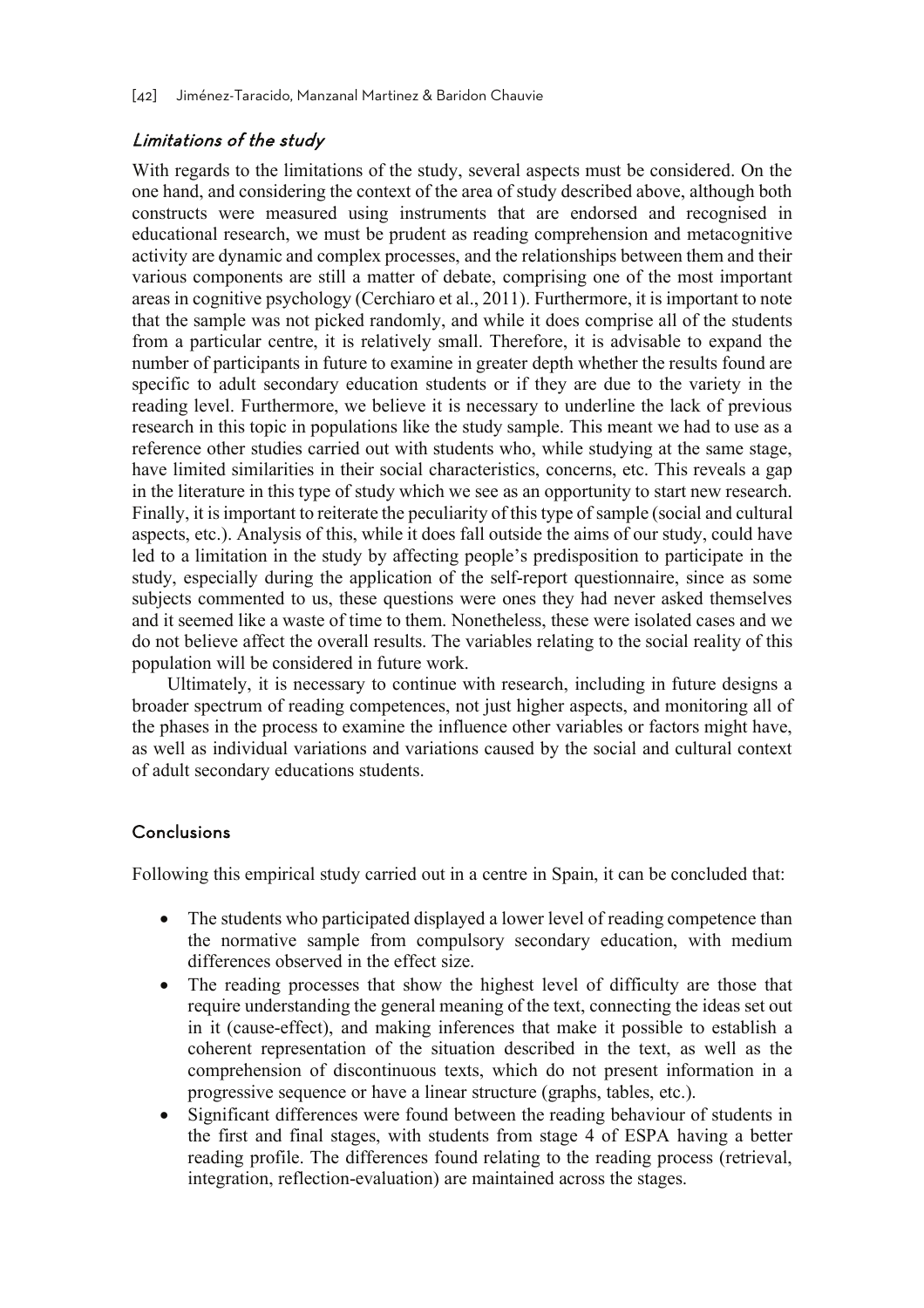### *Limitations of the study*

With regards to the limitations of the study, several aspects must be considered. On the one hand, and considering the context of the area of study described above, although both constructs were measured using instruments that are endorsed and recognised in educational research, we must be prudent as reading comprehension and metacognitive activity are dynamic and complex processes, and the relationships between them and their various components are still a matter of debate, comprising one of the most important areas in cognitive psychology (Cerchiaro et al., 2011). Furthermore, it is important to note that the sample was not picked randomly, and while it does comprise all of the students from a particular centre, it is relatively small. Therefore, it is advisable to expand the number of participants in future to examine in greater depth whether the results found are specific to adult secondary education students or if they are due to the variety in the reading level. Furthermore, we believe it is necessary to underline the lack of previous research in this topic in populations like the study sample. This meant we had to use as a reference other studies carried out with students who, while studying at the same stage, have limited similarities in their social characteristics, concerns, etc. This reveals a gap in the literature in this type of study which we see as an opportunity to start new research. Finally, it is important to reiterate the peculiarity of this type of sample (social and cultural aspects, etc.). Analysis of this, while it does fall outside the aims of our study, could have led to a limitation in the study by affecting people's predisposition to participate in the study, especially during the application of the self-report questionnaire, since as some subjects commented to us, these questions were ones they had never asked themselves and it seemed like a waste of time to them. Nonetheless, these were isolated cases and we do not believe affect the overall results. The variables relating to the social reality of this population will be considered in future work.

Ultimately, it is necessary to continue with research, including in future designs a broader spectrum of reading competences, not just higher aspects, and monitoring all of the phases in the process to examine the influence other variables or factors might have, as well as individual variations and variations caused by the social and cultural context of adult secondary educations students.

## Conclusions

Following this empirical study carried out in a centre in Spain, it can be concluded that:

- The students who participated displayed a lower level of reading competence than the normative sample from compulsory secondary education, with medium differences observed in the effect size.
- The reading processes that show the highest level of difficulty are those that require understanding the general meaning of the text, connecting the ideas set out in it (cause-effect), and making inferences that make it possible to establish a coherent representation of the situation described in the text, as well as the comprehension of discontinuous texts, which do not present information in a progressive sequence or have a linear structure (graphs, tables, etc.).
- Significant differences were found between the reading behaviour of students in the first and final stages, with students from stage 4 of ESPA having a better reading profile. The differences found relating to the reading process (retrieval, integration, reflection-evaluation) are maintained across the stages.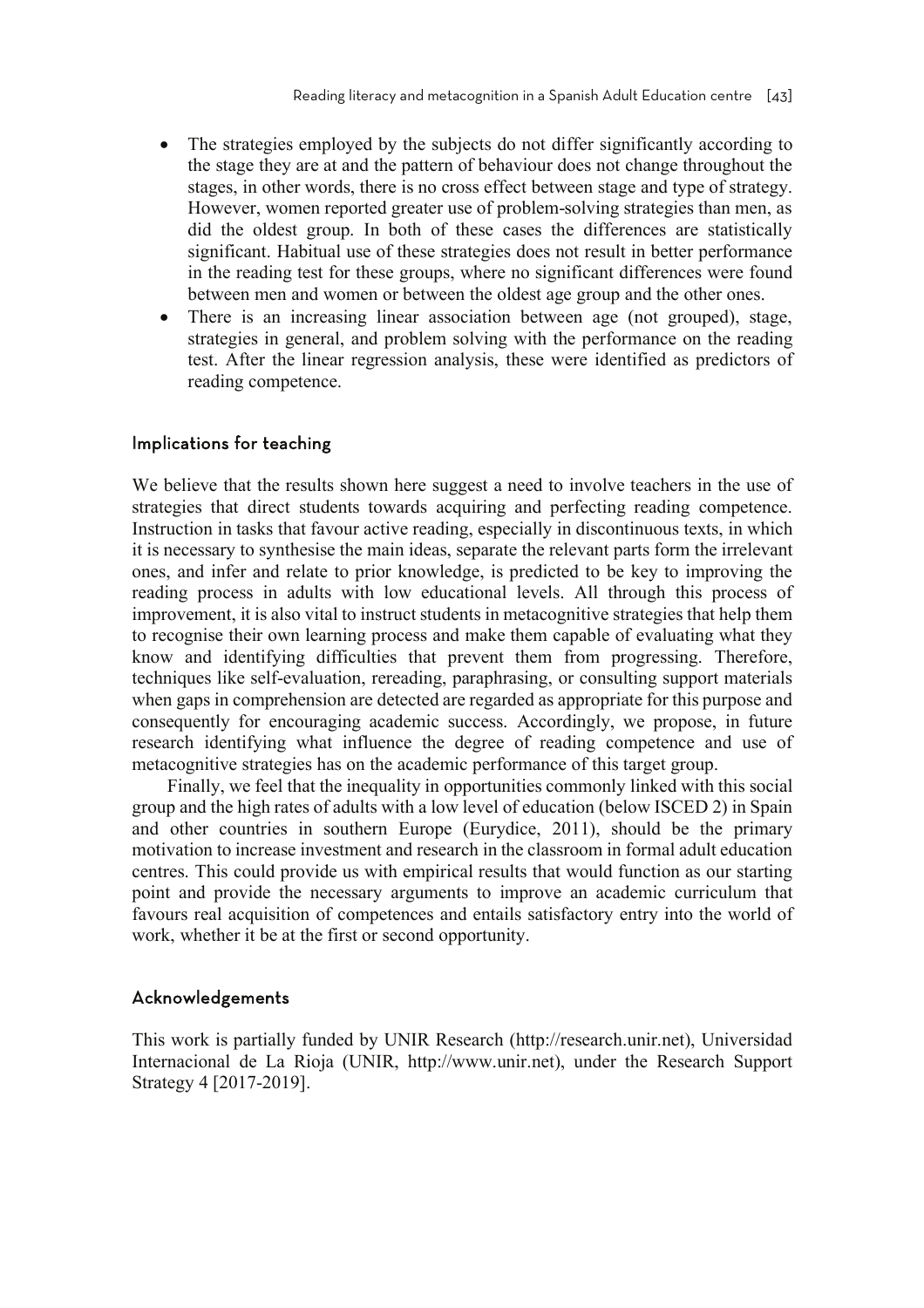- The strategies employed by the subjects do not differ significantly according to the stage they are at and the pattern of behaviour does not change throughout the stages, in other words, there is no cross effect between stage and type of strategy. However, women reported greater use of problem-solving strategies than men, as did the oldest group. In both of these cases the differences are statistically significant. Habitual use of these strategies does not result in better performance in the reading test for these groups, where no significant differences were found between men and women or between the oldest age group and the other ones.
- There is an increasing linear association between age (not grouped), stage, strategies in general, and problem solving with the performance on the reading test. After the linear regression analysis, these were identified as predictors of reading competence.

## Implications for teaching

We believe that the results shown here suggest a need to involve teachers in the use of strategies that direct students towards acquiring and perfecting reading competence. Instruction in tasks that favour active reading, especially in discontinuous texts, in which it is necessary to synthesise the main ideas, separate the relevant parts form the irrelevant ones, and infer and relate to prior knowledge, is predicted to be key to improving the reading process in adults with low educational levels. All through this process of improvement, it is also vital to instruct students in metacognitive strategies that help them to recognise their own learning process and make them capable of evaluating what they know and identifying difficulties that prevent them from progressing. Therefore, techniques like self-evaluation, rereading, paraphrasing, or consulting support materials when gaps in comprehension are detected are regarded as appropriate for this purpose and consequently for encouraging academic success. Accordingly, we propose, in future research identifying what influence the degree of reading competence and use of metacognitive strategies has on the academic performance of this target group.

Finally, we feel that the inequality in opportunities commonly linked with this social group and the high rates of adults with a low level of education (below ISCED 2) in Spain and other countries in southern Europe (Eurydice, 2011), should be the primary motivation to increase investment and research in the classroom in formal adult education centres. This could provide us with empirical results that would function as our starting point and provide the necessary arguments to improve an academic curriculum that favours real acquisition of competences and entails satisfactory entry into the world of work, whether it be at the first or second opportunity.

## Acknowledgements

This work is partially funded by UNIR Research (http://research.unir.net), Universidad Internacional de La Rioja (UNIR, http://www.unir.net), under the Research Support Strategy 4 [2017-2019].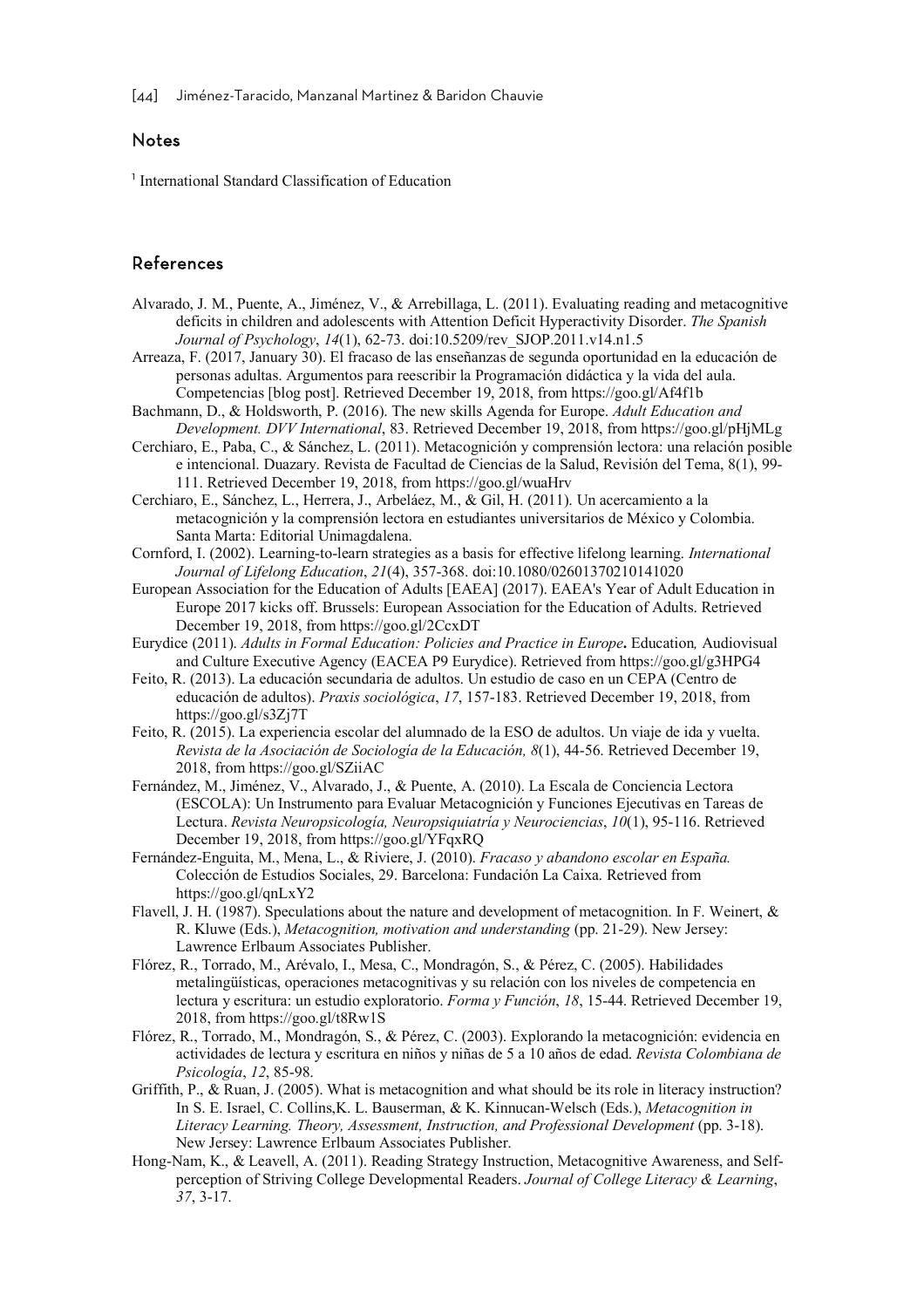## Notes

[1] International Standard Classification of Education

## References

Alvarado, J. M., Puente, A., Jiménez, V., & Arrebillaga, L. (2011). Evaluating reading and metacognitive deficits in children and adolescents with Attention Deficit Hyperactivity Disorder. *The Spanish Journal of Psychology*, *14*(1), 62-73. doi:10.5209/rev_SJOP.2011.v14.n1.5

Arreaza, F. (2017, January 30). El fracaso de las enseñanzas de segunda oportunidad en la educación de personas adultas. Argumentos para reescribir la Programación didáctica y la vida del aula. Competencias [blog post]. Retrieved December 19, 2018, from https://goo.gl/Af4f1b

Bachmann, D., & Holdsworth, P. (2016). The new skills Agenda for Europe. *Adult Education and Development. DVV International*, 83. Retrieved December 19, 2018, from https://goo.gl/pHjMLg

Cerchiaro, E., Paba, C., & Sánchez, L. (2011). Metacognición y comprensión lectora: una relación posible e intencional. Duazary. Revista de Facultad de Ciencias de la Salud, Revisión del Tema, 8(1), 99-111. Retrieved December 19, 2018, from https://goo.gl/wuaHrv

Cerchiaro, E., Sánchez, L., Herrera, J., Arbeláez, M., & Gil, H. (2011). Un acercamiento a la metacognición y la comprensión lectora en estudiantes universitarios de México y Colombia. Santa Marta: Editorial Unimagdalena.

Cornford, I. (2002). Learning-to-learn strategies as a basis for effective lifelong learning. *International Journal of Lifelong Education*, *21*(4), 357-368. doi:10.1080/02601370210141020

European Association for the Education of Adults [EAEA] (2017). EAEA's Year of Adult Education in Europe 2017 kicks off. Brussels: European Association for the Education of Adults. Retrieved December 19, 2018, from https://goo.gl/2CcxDT

Eurydice (2011). *Adults in Formal Education: Policies and Practice in Europe***.** Education*,* Audiovisual and Culture Executive Agency (EACEA P9 Eurydice). Retrieved from https://goo.gl/g3HPG4

Feito, R. (2013). La educación secundaria de adultos. Un estudio de caso en un CEPA (Centro de educación de adultos). *Praxis sociológica*, *17*, 157-183. Retrieved December 19, 2018, from https://goo.gl/s3Zj7T

Feito, R. (2015). La experiencia escolar del alumnado de la ESO de adultos. Un viaje de ida y vuelta. *Revista de la Asociación de Sociología de la Educación, 8*(1), 44-56. Retrieved December 19, 2018, from https://goo.gl/SZiiAC

Fernández, M., Jiménez, V., Alvarado, J., & Puente, A. (2010). La Escala de Conciencia Lectora (ESCOLA): Un Instrumento para Evaluar Metacognición y Funciones Ejecutivas en Tareas de Lectura. *Revista Neuropsicología, Neuropsiquiatría y Neurociencias*, *10*(1), 95-116. Retrieved December 19, 2018, from https://goo.gl/YFqxRQ

Fernández-Enguita, M., Mena, L., & Riviere, J. (2010). *Fracaso y abandono escolar en España.* Colección de Estudios Sociales, 29. Barcelona: Fundación La Caixa. Retrieved from https://goo.gl/qnLxY2

Flavell, J. H. (1987). Speculations about the nature and development of metacognition. In F. Weinert, & R. Kluwe (Eds.), *Metacognition, motivation and understanding* (pp. 21-29). New Jersey: Lawrence Erlbaum Associates Publisher.

Flórez, R., Torrado, M., Arévalo, I., Mesa, C., Mondragón, S., & Pérez, C. (2005). Habilidades metalingüísticas, operaciones metacognitivas y su relación con los niveles de competencia en lectura y escritura: un estudio exploratorio. *Forma y Función*, *18*, 15-44. Retrieved December 19, 2018, from https://goo.gl/t8Rw1S

Flórez, R., Torrado, M., Mondragón, S., & Pérez, C. (2003). Explorando la metacognición: evidencia en actividades de lectura y escritura en niños y niñas de 5 a 10 años de edad. *Revista Colombiana de Psicología*, *12*, 85-98.

Griffith, P., & Ruan, J. (2005). What is metacognition and what should be its role in literacy instruction? In S. E. Israel, C. Collins,K. L. Bauserman, & K. Kinnucan-Welsch (Eds.), *Metacognition in Literacy Learning. Theory, Assessment, Instruction, and Professional Development* (pp. 3-18). New Jersey: Lawrence Erlbaum Associates Publisher.

Hong-Nam, K., & Leavell, A. (2011). Reading Strategy Instruction, Metacognitive Awareness, and Self-perception of Striving College Developmental Readers. *Journal of College Literacy & Learning*, *37*, 3-17.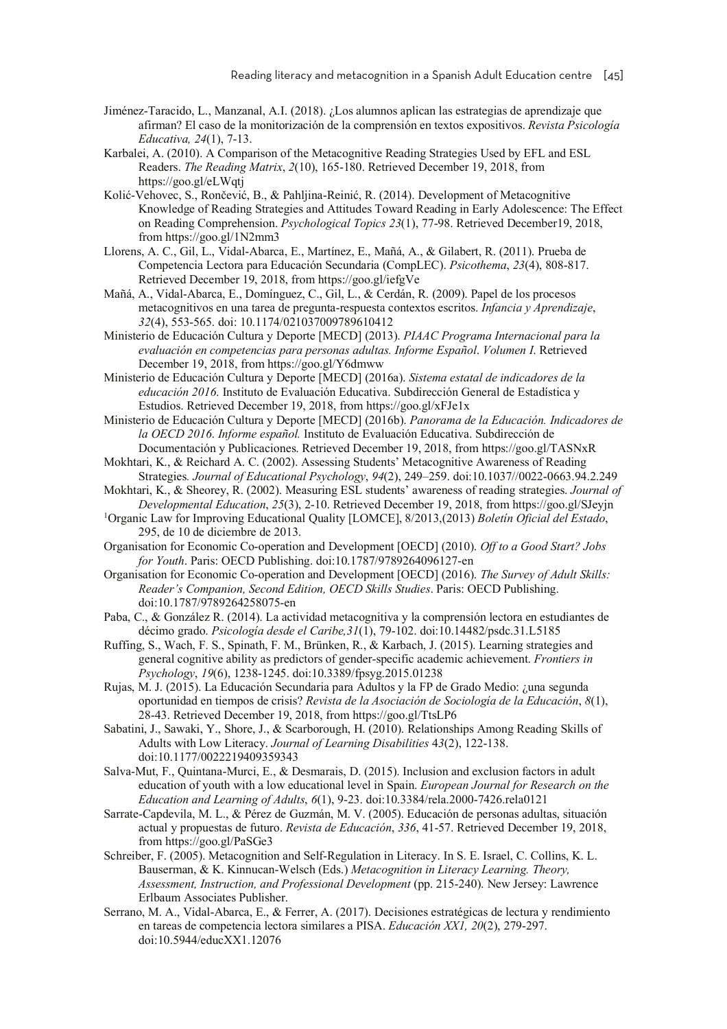Jiménez-Taracido, L., Manzanal, A.I. (2018). ¿Los alumnos aplican las estrategias de aprendizaje que afirman? El caso de la monitorización de la comprensión en textos expositivos. *Revista Psicología Educativa, 24*(1), 7-13.

Karbalei, A. (2010). A Comparison of the Metacognitive Reading Strategies Used by EFL and ESL Readers. *The Reading Matrix*, *2*(10), 165-180. Retrieved December 19, 2018, from https://goo.gl/eLWqtj

Kolić-Vehovec, S., Rončević, B., & Pahljina-Reinić, R. (2014). Development of Metacognitive Knowledge of Reading Strategies and Attitudes Toward Reading in Early Adolescence: The Effect on Reading Comprehension. *Psychological Topics 23*(1), 77-98. Retrieved December19, 2018, from https://goo.gl/1N2mm3

Llorens, A. C., Gil, L., Vidal-Abarca, E., Martínez, E., Mañá, A., & Gilabert, R. (2011). Prueba de Competencia Lectora para Educación Secundaria (CompLEC). *Psicothema*, *23*(4), 808-817. Retrieved December 19, 2018, from https://goo.gl/iefgVe

Mañá, A., Vidal-Abarca, E., Domínguez, C., Gil, L., & Cerdán, R. (2009). Papel de los procesos metacognitivos en una tarea de pregunta-respuesta contextos escritos. *Infancia y Aprendizaje*, *32*(4), 553-565. doi: 10.1174/021037009789610412

Ministerio de Educación Cultura y Deporte [MECD] (2013). *PIAAC Programa Internacional para la evaluación en competencias para personas adultas. Informe Español*. *Volumen I*. Retrieved December 19, 2018, from https://goo.gl/Y6dmww

Ministerio de Educación Cultura y Deporte [MECD] (2016a). *Sistema estatal de indicadores de la educación 2016*. Instituto de Evaluación Educativa. Subdirección General de Estadística y Estudios. Retrieved December 19, 2018, from https://goo.gl/xFJe1x

Ministerio de Educación Cultura y Deporte [MECD] (2016b). *Panorama de la Educación. Indicadores de la OECD 2016*. *Informe español.* Instituto de Evaluación Educativa. Subdirección de Documentación y Publicaciones. Retrieved December 19, 2018, from https://goo.gl/TASNxR

Mokhtari, K., & Reichard A. C. (2002). Assessing Students' Metacognitive Awareness of Reading Strategies*. Journal of Educational Psychology*, *94*(2), 249–259. doi:10.1037//0022-0663.94.2.249

Mokhtari, K., & Sheorey, R. (2002). Measuring ESL students' awareness of reading strategies. *Journal of Developmental Education*, *25*(3), 2-10. Retrieved December 19, 2018, from https://goo.gl/SJeyjn

[1]Organic Law for Improving Educational Quality [LOMCE], 8/2013,(2013) *Boletín Oficial del Estado*, 295, de 10 de diciembre de 2013.

Organisation for Economic Co-operation and Development [OECD] (2010). *Off to a Good Start? Jobs for Youth*. Paris: OECD Publishing. doi:10.1787/9789264096127-en

Organisation for Economic Co-operation and Development [OECD] (2016). *The Survey of Adult Skills: Reader's Companion, Second Edition, OECD Skills Studies*. Paris: OECD Publishing. doi:10.1787/9789264258075-en

Paba, C., & González R. (2014). La actividad metacognitiva y la comprensión lectora en estudiantes de décimo grado. *Psicología desde el Caribe,31*(1), 79-102. doi:10.14482/psdc.31.L5185

Ruffing, S., Wach, F. S., Spinath, F. M., Brünken, R., & Karbach, J. (2015). Learning strategies and general cognitive ability as predictors of gender-specific academic achievement. *Frontiers in Psychology*, *19*(6), 1238-1245. doi:10.3389/fpsyg.2015.01238

Rujas, M. J. (2015). La Educación Secundaria para Adultos y la FP de Grado Medio: ¿una segunda oportunidad en tiempos de crisis? *Revista de la Asociación de Sociología de la Educación*, *8*(1), 28-43. Retrieved December 19, 2018, from https://goo.gl/TtsLP6

Sabatini, J., Sawaki, Y., Shore, J., & Scarborough, H. (2010). Relationships Among Reading Skills of Adults with Low Literacy. *Journal of Learning Disabilities* 4*3*(2), 122-138. doi:10.1177/0022219409359343

Salva-Mut, F., Quintana-Murci, E., & Desmarais, D. (2015). Inclusion and exclusion factors in adult education of youth with a low educational level in Spain. *European Journal for Research on the Education and Learning of Adults*, *6*(1), 9-23. doi:10.3384/rela.2000-7426.rela0121

Sarrate-Capdevila, M. L., & Pérez de Guzmán, M. V. (2005). Educación de personas adultas, situación actual y propuestas de futuro. *Revista de Educación*, *336*, 41-57. Retrieved December 19, 2018, from https://goo.gl/PaSGe3

Schreiber, F. (2005). Metacognition and Self-Regulation in Literacy. In S. E. Israel, C. Collins, K. L. Bauserman, & K. Kinnucan-Welsch (Eds.) *Metacognition in Literacy Learning. Theory, Assessment, Instruction, and Professional Development* (pp. 215-240). New Jersey: Lawrence Erlbaum Associates Publisher.

Serrano, M. A., Vidal-Abarca, E., & Ferrer, A. (2017). Decisiones estratégicas de lectura y rendimiento en tareas de competencia lectora similares a PISA. *Educación XX1, 20*(2), 279-297. doi:10.5944/educXX1.12076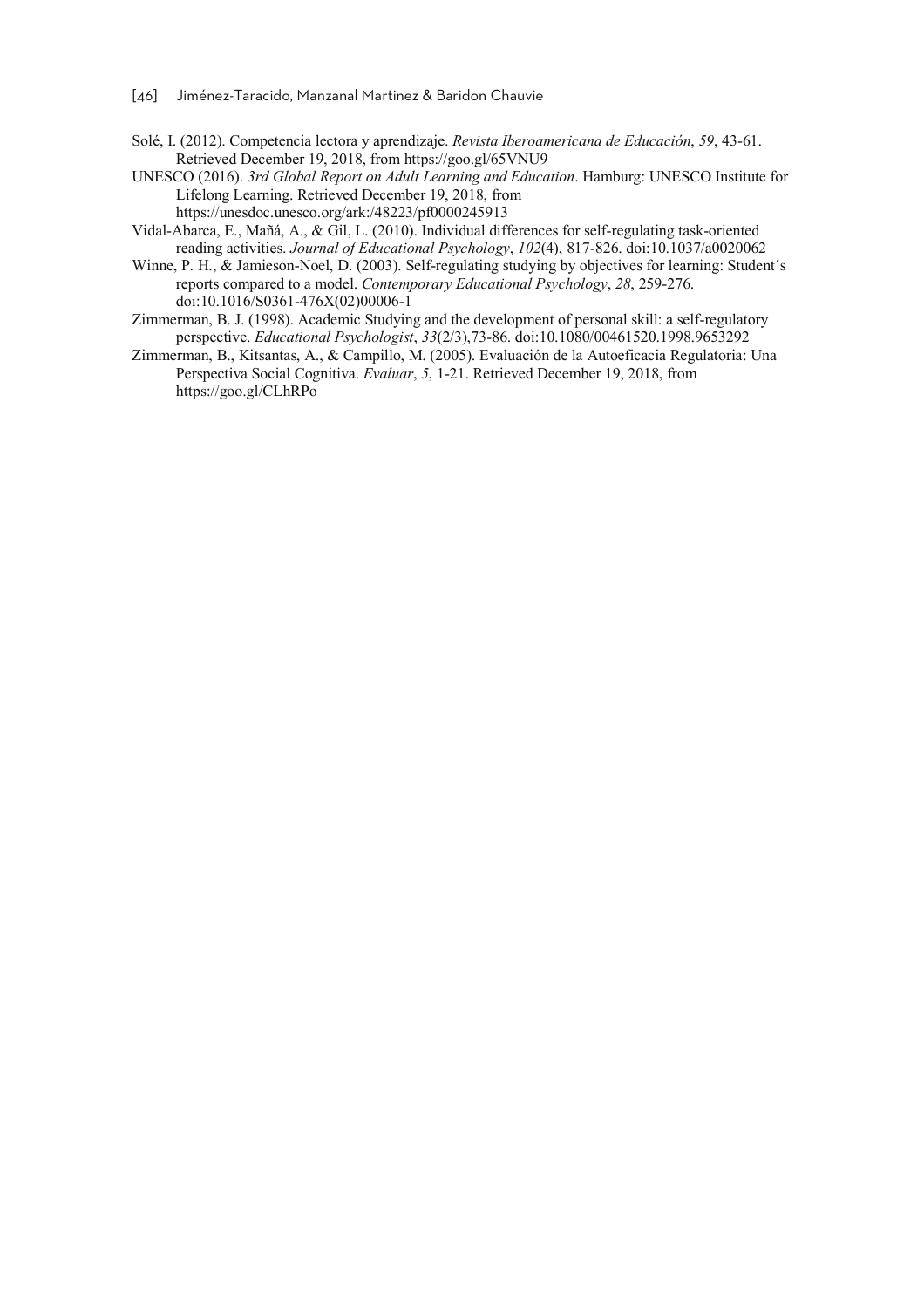Solé, I. (2012). Competencia lectora y aprendizaje. *Revista Iberoamericana de Educación*, *59*, 43-61. Retrieved December 19, 2018, from https://goo.gl/65VNU9

UNESCO (2016). *3rd Global Report on Adult Learning and Education*. Hamburg: UNESCO Institute for Lifelong Learning. Retrieved December 19, 2018, from https://unesdoc.unesco.org/ark:/48223/pf0000245913

Vidal-Abarca, E., Mañá, A., & Gil, L. (2010). Individual differences for self-regulating task-oriented reading activities. *Journal of Educational Psychology*, *102*(4), 817-826. doi:10.1037/a0020062

Winne, P. H., & Jamieson-Noel, D. (2003). Self-regulating studying by objectives for learning: Student´s reports compared to a model. *Contemporary Educational Psychology*, *28*, 259-276. doi:10.1016/S0361-476X(02)00006-1

Zimmerman, B. J. (1998). Academic Studying and the development of personal skill: a self-regulatory perspective. *Educational Psychologist*, *33*(2/3),73-86. doi:10.1080/00461520.1998.9653292

Zimmerman, B., Kitsantas, A., & Campillo, M. (2005). Evaluación de la Autoeficacia Regulatoria: Una Perspectiva Social Cognitiva. *Evaluar*, *5*, 1-21. Retrieved December 19, 2018, from https://goo.gl/CLhRPo